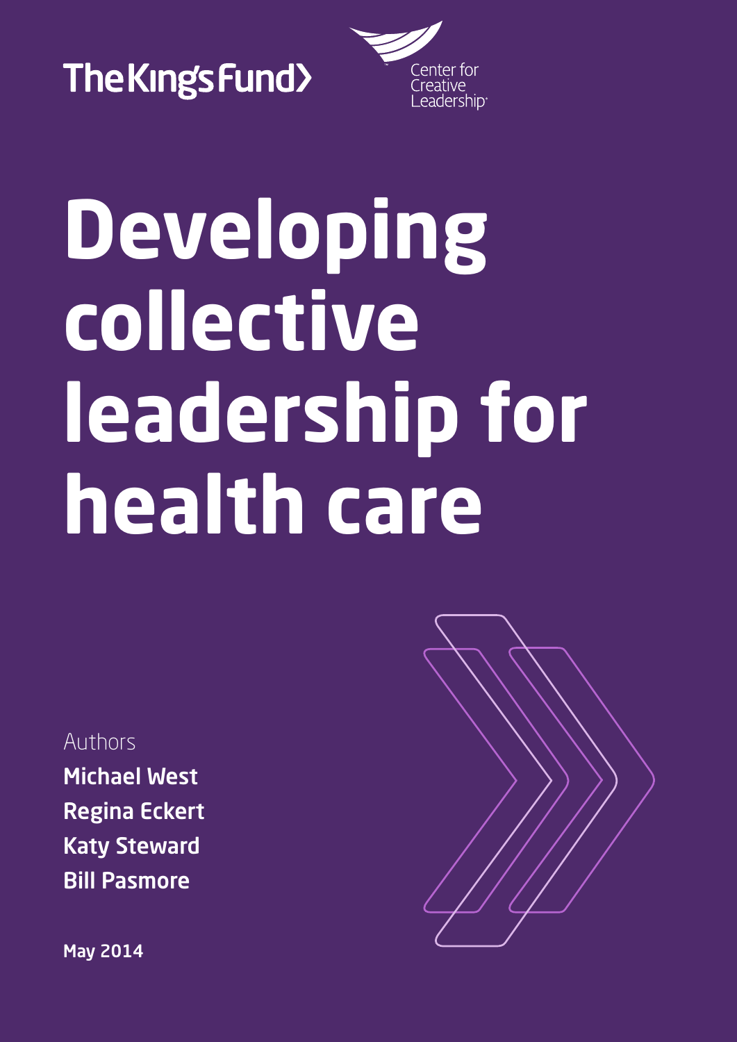The King's Fund

Center for Creative Leadership

# Developing collective leadership for health care

Authors

**Michael West**
**Regina Eckert**
**Katy Steward**
**Bill Pasmore**

**May 2014**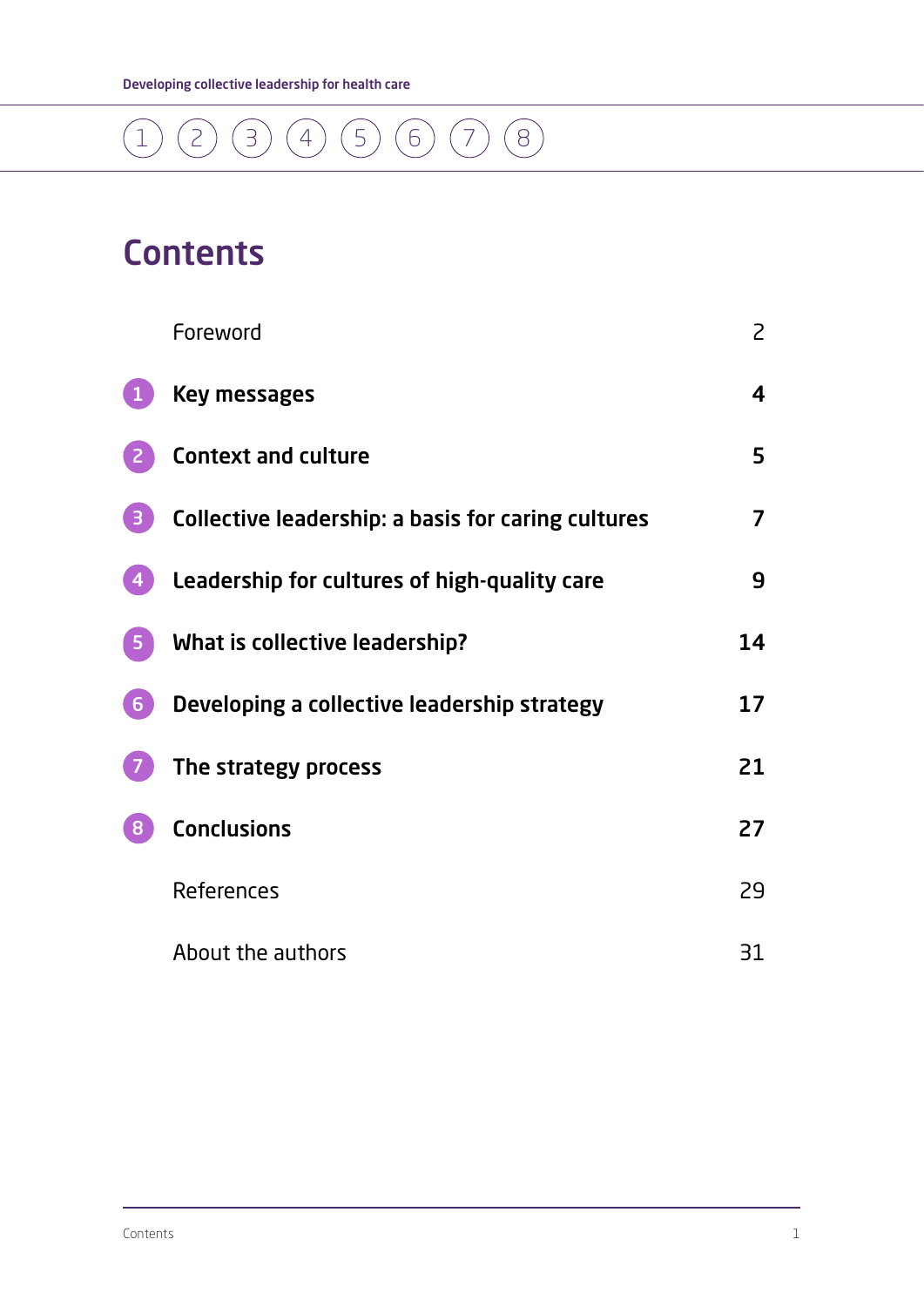# Contents

| | | |
|---|---|---|
| | Foreword | 2 |
| 1 | **Key messages** | **4** |
| 2 | **Context and culture** | **5** |
| 3 | **Collective leadership: a basis for caring cultures** | **7** |
| 4 | **Leadership for cultures of high-quality care** | **9** |
| 5 | **What is collective leadership?** | **14** |
| 6 | **Developing a collective leadership strategy** | **17** |
| 7 | **The strategy process** | **21** |
| 8 | **Conclusions** | **27** |
| | References | 29 |
| | About the authors | 31 |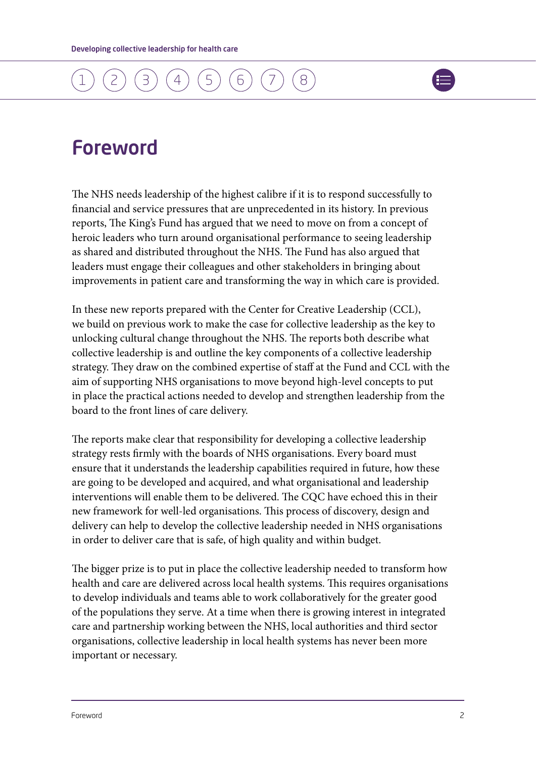# Foreword

The NHS needs leadership of the highest calibre if it is to respond successfully to financial and service pressures that are unprecedented in its history. In previous reports, The King's Fund has argued that we need to move on from a concept of heroic leaders who turn around organisational performance to seeing leadership as shared and distributed throughout the NHS. The Fund has also argued that leaders must engage their colleagues and other stakeholders in bringing about improvements in patient care and transforming the way in which care is provided.

In these new reports prepared with the Center for Creative Leadership (CCL), we build on previous work to make the case for collective leadership as the key to unlocking cultural change throughout the NHS. The reports both describe what collective leadership is and outline the key components of a collective leadership strategy. They draw on the combined expertise of staff at the Fund and CCL with the aim of supporting NHS organisations to move beyond high-level concepts to put in place the practical actions needed to develop and strengthen leadership from the board to the front lines of care delivery.

The reports make clear that responsibility for developing a collective leadership strategy rests firmly with the boards of NHS organisations. Every board must ensure that it understands the leadership capabilities required in future, how these are going to be developed and acquired, and what organisational and leadership interventions will enable them to be delivered. The CQC have echoed this in their new framework for well-led organisations. This process of discovery, design and delivery can help to develop the collective leadership needed in NHS organisations in order to deliver care that is safe, of high quality and within budget.

The bigger prize is to put in place the collective leadership needed to transform how health and care are delivered across local health systems. This requires organisations to develop individuals and teams able to work collaboratively for the greater good of the populations they serve. At a time when there is growing interest in integrated care and partnership working between the NHS, local authorities and third sector organisations, collective leadership in local health systems has never been more important or necessary.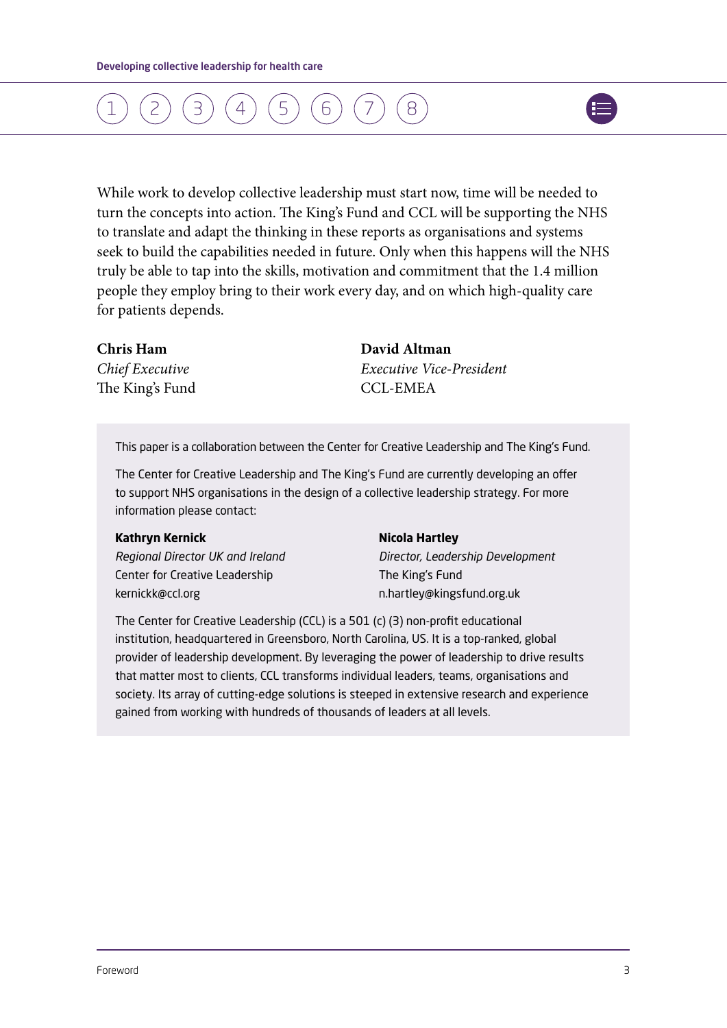While work to develop collective leadership must start now, time will be needed to turn the concepts into action. The King's Fund and CCL will be supporting the NHS to translate and adapt the thinking in these reports as organisations and systems seek to build the capabilities needed in future. Only when this happens will the NHS truly be able to tap into the skills, motivation and commitment that the 1.4 million people they employ bring to their work every day, and on which high-quality care for patients depends.

**Chris Ham**
*Chief Executive*
The King's Fund

**David Altman**
*Executive Vice-President*
CCL-EMEA

This paper is a collaboration between the Center for Creative Leadership and The King's Fund.

The Center for Creative Leadership and The King's Fund are currently developing an offer to support NHS organisations in the design of a collective leadership strategy. For more information please contact:

**Kathryn Kernick**
*Regional Director UK and Ireland*
Center for Creative Leadership
kernickk@ccl.org

**Nicola Hartley**
*Director, Leadership Development*
The King's Fund
n.hartley@kingsfund.org.uk

The Center for Creative Leadership (CCL) is a 501 (c) (3) non-profit educational institution, headquartered in Greensboro, North Carolina, US. It is a top-ranked, global provider of leadership development. By leveraging the power of leadership to drive results that matter most to clients, CCL transforms individual leaders, teams, organisations and society. Its array of cutting-edge solutions is steeped in extensive research and experience gained from working with hundreds of thousands of leaders at all levels.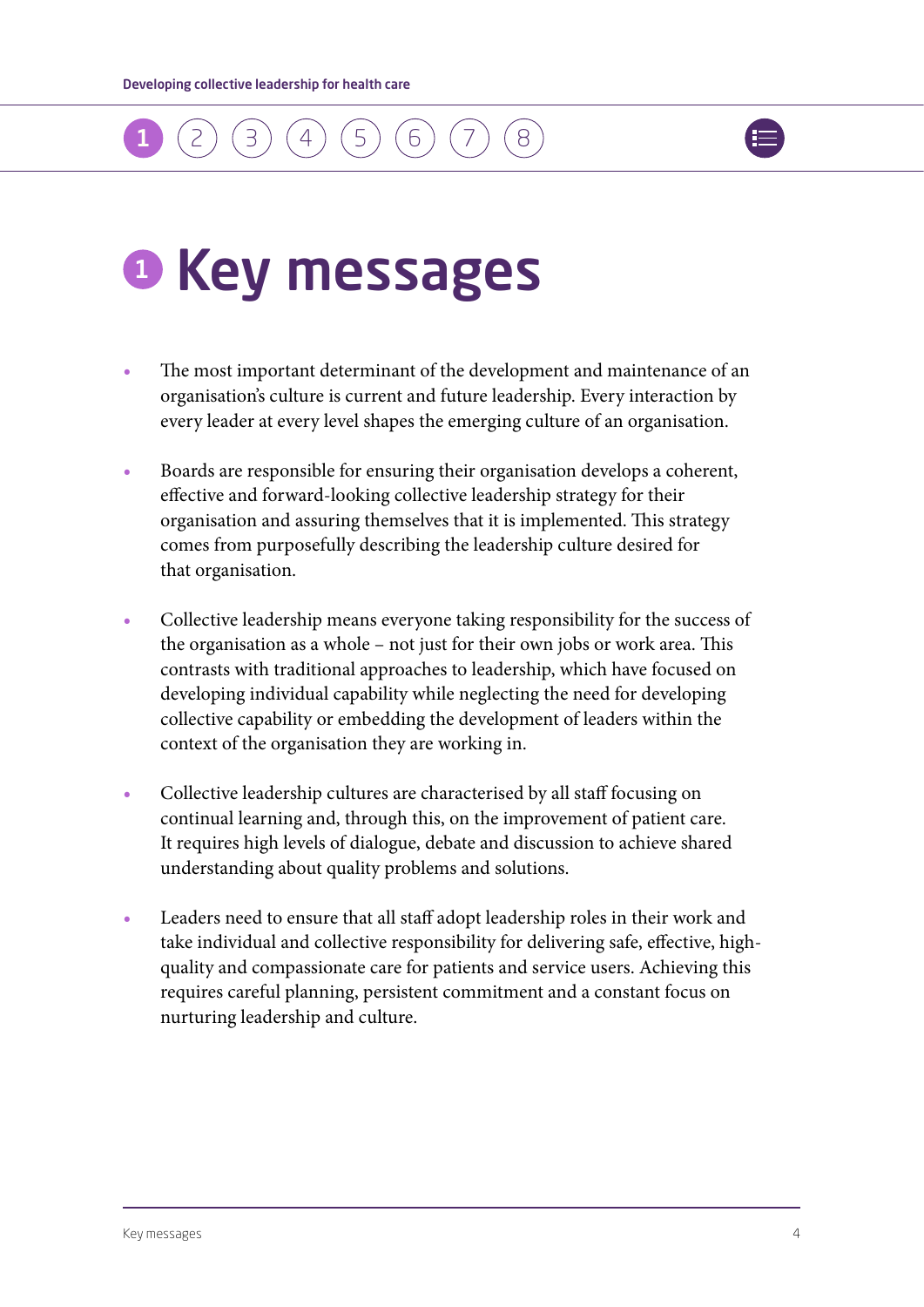# 1 Key messages

- The most important determinant of the development and maintenance of an organisation's culture is current and future leadership. Every interaction by every leader at every level shapes the emerging culture of an organisation.

- Boards are responsible for ensuring their organisation develops a coherent, effective and forward-looking collective leadership strategy for their organisation and assuring themselves that it is implemented. This strategy comes from purposefully describing the leadership culture desired for that organisation.

- Collective leadership means everyone taking responsibility for the success of the organisation as a whole – not just for their own jobs or work area. This contrasts with traditional approaches to leadership, which have focused on developing individual capability while neglecting the need for developing collective capability or embedding the development of leaders within the context of the organisation they are working in.

- Collective leadership cultures are characterised by all staff focusing on continual learning and, through this, on the improvement of patient care. It requires high levels of dialogue, debate and discussion to achieve shared understanding about quality problems and solutions.

- Leaders need to ensure that all staff adopt leadership roles in their work and take individual and collective responsibility for delivering safe, effective, high-quality and compassionate care for patients and service users. Achieving this requires careful planning, persistent commitment and a constant focus on nurturing leadership and culture.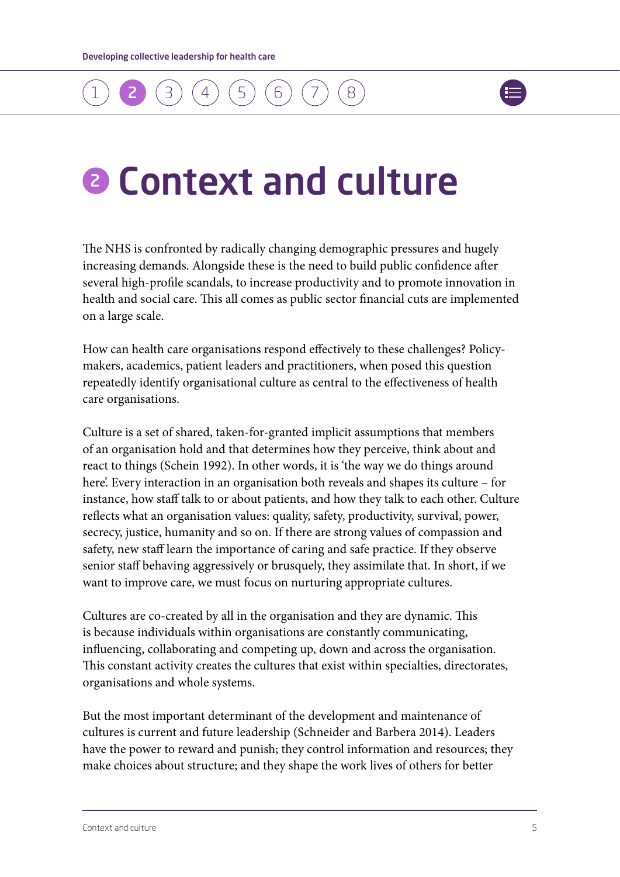# 2 Context and culture

The NHS is confronted by radically changing demographic pressures and hugely increasing demands. Alongside these is the need to build public confidence after several high-profile scandals, to increase productivity and to promote innovation in health and social care. This all comes as public sector financial cuts are implemented on a large scale.

How can health care organisations respond effectively to these challenges? Policy-makers, academics, patient leaders and practitioners, when posed this question repeatedly identify organisational culture as central to the effectiveness of health care organisations.

Culture is a set of shared, taken-for-granted implicit assumptions that members of an organisation hold and that determines how they perceive, think about and react to things (Schein 1992). In other words, it is 'the way we do things around here'. Every interaction in an organisation both reveals and shapes its culture – for instance, how staff talk to or about patients, and how they talk to each other. Culture reflects what an organisation values: quality, safety, productivity, survival, power, secrecy, justice, humanity and so on. If there are strong values of compassion and safety, new staff learn the importance of caring and safe practice. If they observe senior staff behaving aggressively or brusquely, they assimilate that. In short, if we want to improve care, we must focus on nurturing appropriate cultures.

Cultures are co-created by all in the organisation and they are dynamic. This is because individuals within organisations are constantly communicating, influencing, collaborating and competing up, down and across the organisation. This constant activity creates the cultures that exist within specialties, directorates, organisations and whole systems.

But the most important determinant of the development and maintenance of cultures is current and future leadership (Schneider and Barbera 2014). Leaders have the power to reward and punish; they control information and resources; they make choices about structure; and they shape the work lives of others for better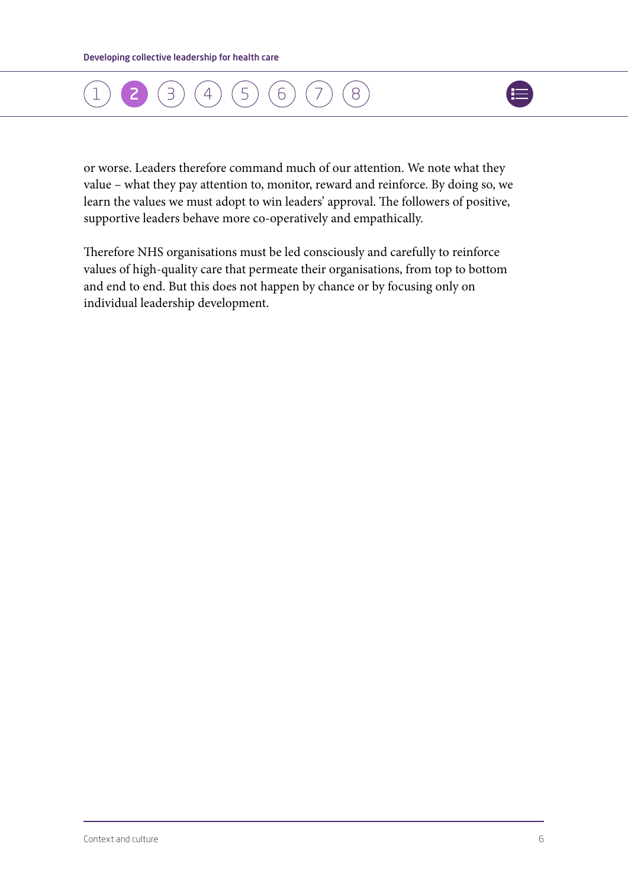or worse. Leaders therefore command much of our attention. We note what they value – what they pay attention to, monitor, reward and reinforce. By doing so, we learn the values we must adopt to win leaders' approval. The followers of positive, supportive leaders behave more co-operatively and empathically.

Therefore NHS organisations must be led consciously and carefully to reinforce values of high-quality care that permeate their organisations, from top to bottom and end to end. But this does not happen by chance or by focusing only on individual leadership development.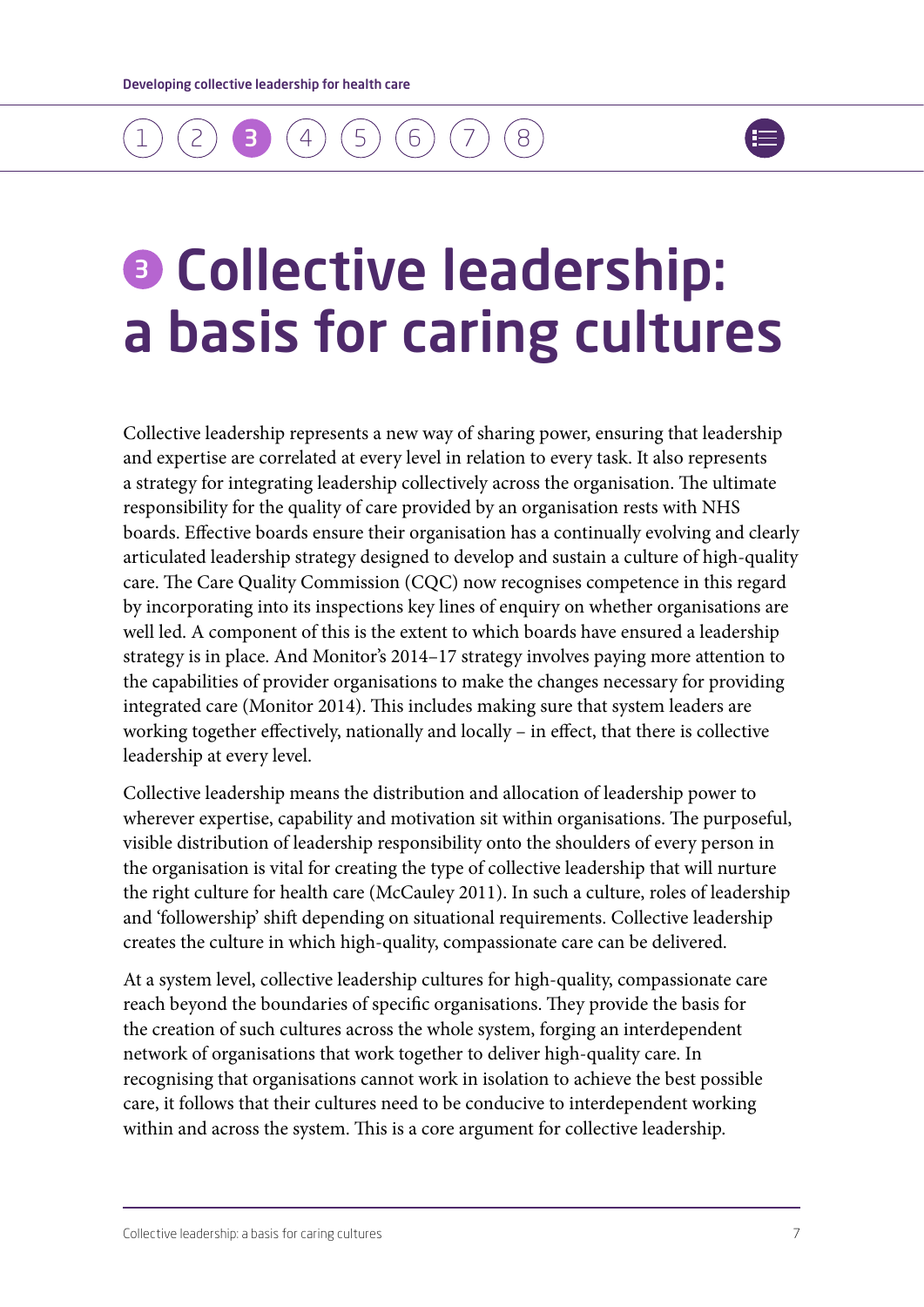# 3 Collective leadership: a basis for caring cultures

Collective leadership represents a new way of sharing power, ensuring that leadership and expertise are correlated at every level in relation to every task. It also represents a strategy for integrating leadership collectively across the organisation. The ultimate responsibility for the quality of care provided by an organisation rests with NHS boards. Effective boards ensure their organisation has a continually evolving and clearly articulated leadership strategy designed to develop and sustain a culture of high-quality care. The Care Quality Commission (CQC) now recognises competence in this regard by incorporating into its inspections key lines of enquiry on whether organisations are well led. A component of this is the extent to which boards have ensured a leadership strategy is in place. And Monitor's 2014–17 strategy involves paying more attention to the capabilities of provider organisations to make the changes necessary for providing integrated care (Monitor 2014). This includes making sure that system leaders are working together effectively, nationally and locally – in effect, that there is collective leadership at every level.

Collective leadership means the distribution and allocation of leadership power to wherever expertise, capability and motivation sit within organisations. The purposeful, visible distribution of leadership responsibility onto the shoulders of every person in the organisation is vital for creating the type of collective leadership that will nurture the right culture for health care (McCauley 2011). In such a culture, roles of leadership and 'followership' shift depending on situational requirements. Collective leadership creates the culture in which high-quality, compassionate care can be delivered.

At a system level, collective leadership cultures for high-quality, compassionate care reach beyond the boundaries of specific organisations. They provide the basis for the creation of such cultures across the whole system, forging an interdependent network of organisations that work together to deliver high-quality care. In recognising that organisations cannot work in isolation to achieve the best possible care, it follows that their cultures need to be conducive to interdependent working within and across the system. This is a core argument for collective leadership.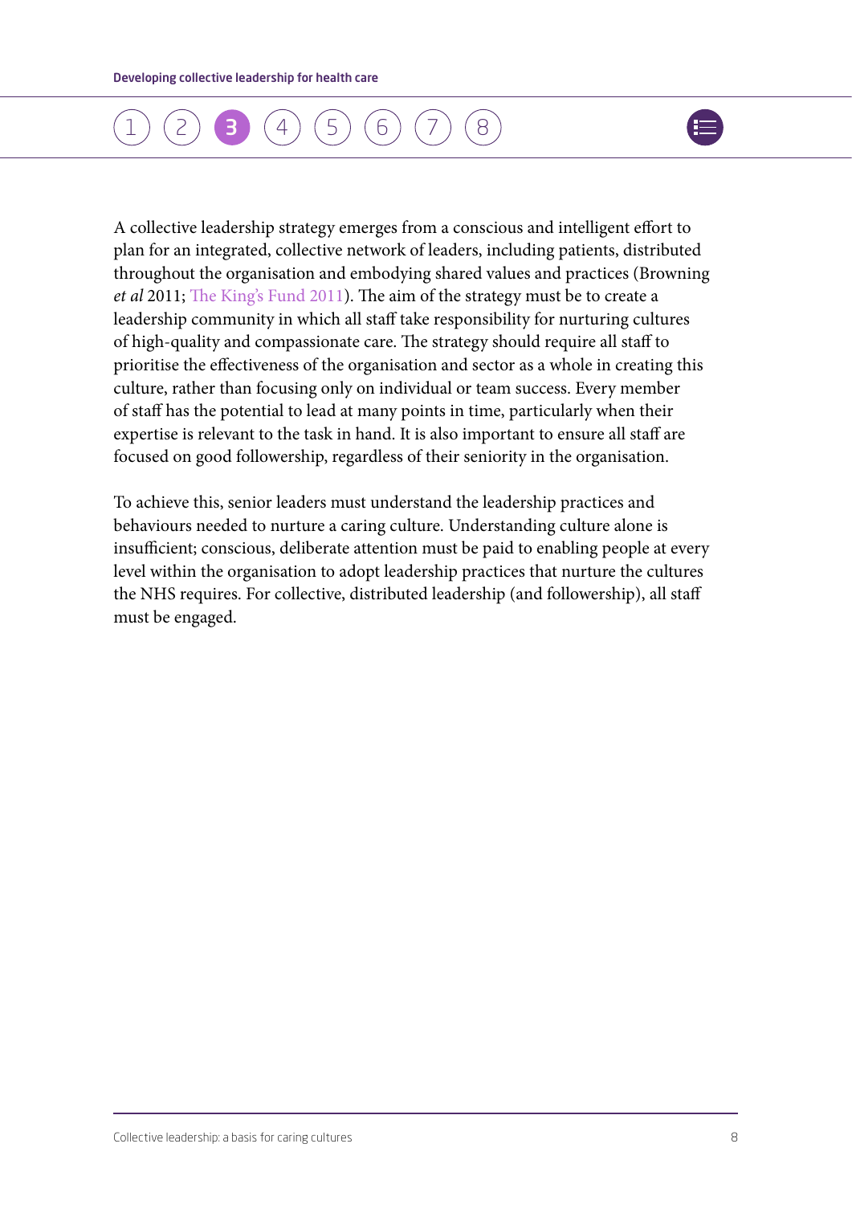A collective leadership strategy emerges from a conscious and intelligent effort to plan for an integrated, collective network of leaders, including patients, distributed throughout the organisation and embodying shared values and practices (Browning *et al* 2011; The King's Fund 2011). The aim of the strategy must be to create a leadership community in which all staff take responsibility for nurturing cultures of high-quality and compassionate care. The strategy should require all staff to prioritise the effectiveness of the organisation and sector as a whole in creating this culture, rather than focusing only on individual or team success. Every member of staff has the potential to lead at many points in time, particularly when their expertise is relevant to the task in hand. It is also important to ensure all staff are focused on good followership, regardless of their seniority in the organisation.

To achieve this, senior leaders must understand the leadership practices and behaviours needed to nurture a caring culture. Understanding culture alone is insufficient; conscious, deliberate attention must be paid to enabling people at every level within the organisation to adopt leadership practices that nurture the cultures the NHS requires. For collective, distributed leadership (and followership), all staff must be engaged.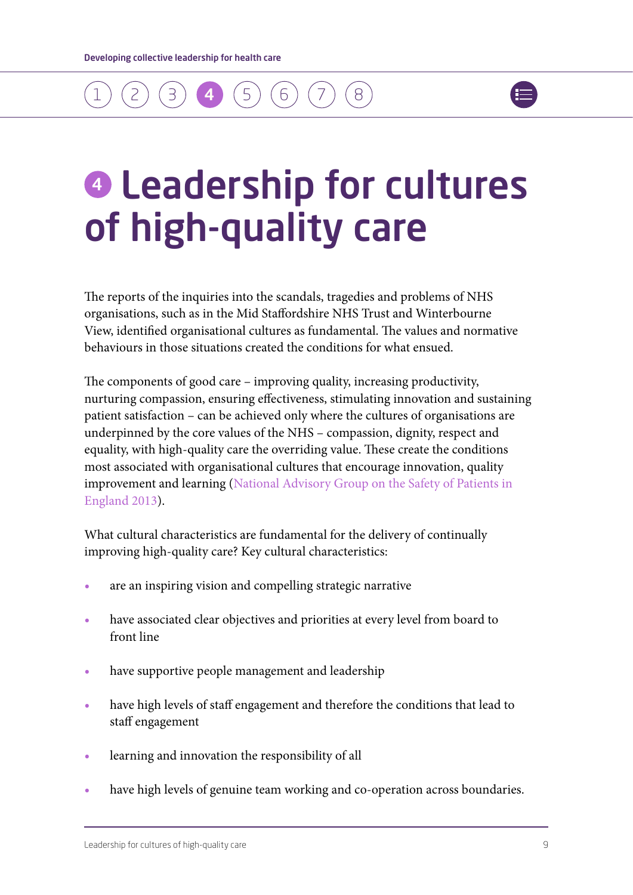# 4 Leadership for cultures of high-quality care

The reports of the inquiries into the scandals, tragedies and problems of NHS organisations, such as in the Mid Staffordshire NHS Trust and Winterbourne View, identified organisational cultures as fundamental. The values and normative behaviours in those situations created the conditions for what ensued.

The components of good care – improving quality, increasing productivity, nurturing compassion, ensuring effectiveness, stimulating innovation and sustaining patient satisfaction – can be achieved only where the cultures of organisations are underpinned by the core values of the NHS – compassion, dignity, respect and equality, with high-quality care the overriding value. These create the conditions most associated with organisational cultures that encourage innovation, quality improvement and learning (National Advisory Group on the Safety of Patients in England 2013).

What cultural characteristics are fundamental for the delivery of continually improving high-quality care? Key cultural characteristics:

- are an inspiring vision and compelling strategic narrative
- have associated clear objectives and priorities at every level from board to front line
- have supportive people management and leadership
- have high levels of staff engagement and therefore the conditions that lead to staff engagement
- learning and innovation the responsibility of all
- have high levels of genuine team working and co-operation across boundaries.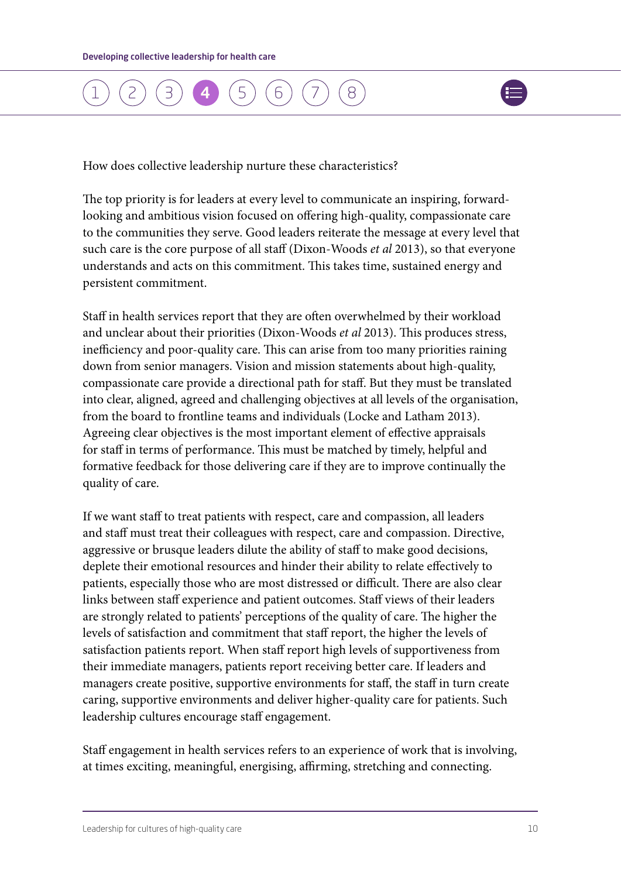How does collective leadership nurture these characteristics?

The top priority is for leaders at every level to communicate an inspiring, forward-looking and ambitious vision focused on offering high-quality, compassionate care to the communities they serve. Good leaders reiterate the message at every level that such care is the core purpose of all staff (Dixon-Woods *et al* 2013), so that everyone understands and acts on this commitment. This takes time, sustained energy and persistent commitment.

Staff in health services report that they are often overwhelmed by their workload and unclear about their priorities (Dixon-Woods *et al* 2013). This produces stress, inefficiency and poor-quality care. This can arise from too many priorities raining down from senior managers. Vision and mission statements about high-quality, compassionate care provide a directional path for staff. But they must be translated into clear, aligned, agreed and challenging objectives at all levels of the organisation, from the board to frontline teams and individuals (Locke and Latham 2013). Agreeing clear objectives is the most important element of effective appraisals for staff in terms of performance. This must be matched by timely, helpful and formative feedback for those delivering care if they are to improve continually the quality of care.

If we want staff to treat patients with respect, care and compassion, all leaders and staff must treat their colleagues with respect, care and compassion. Directive, aggressive or brusque leaders dilute the ability of staff to make good decisions, deplete their emotional resources and hinder their ability to relate effectively to patients, especially those who are most distressed or difficult. There are also clear links between staff experience and patient outcomes. Staff views of their leaders are strongly related to patients' perceptions of the quality of care. The higher the levels of satisfaction and commitment that staff report, the higher the levels of satisfaction patients report. When staff report high levels of supportiveness from their immediate managers, patients report receiving better care. If leaders and managers create positive, supportive environments for staff, the staff in turn create caring, supportive environments and deliver higher-quality care for patients. Such leadership cultures encourage staff engagement.

Staff engagement in health services refers to an experience of work that is involving, at times exciting, meaningful, energising, affirming, stretching and connecting.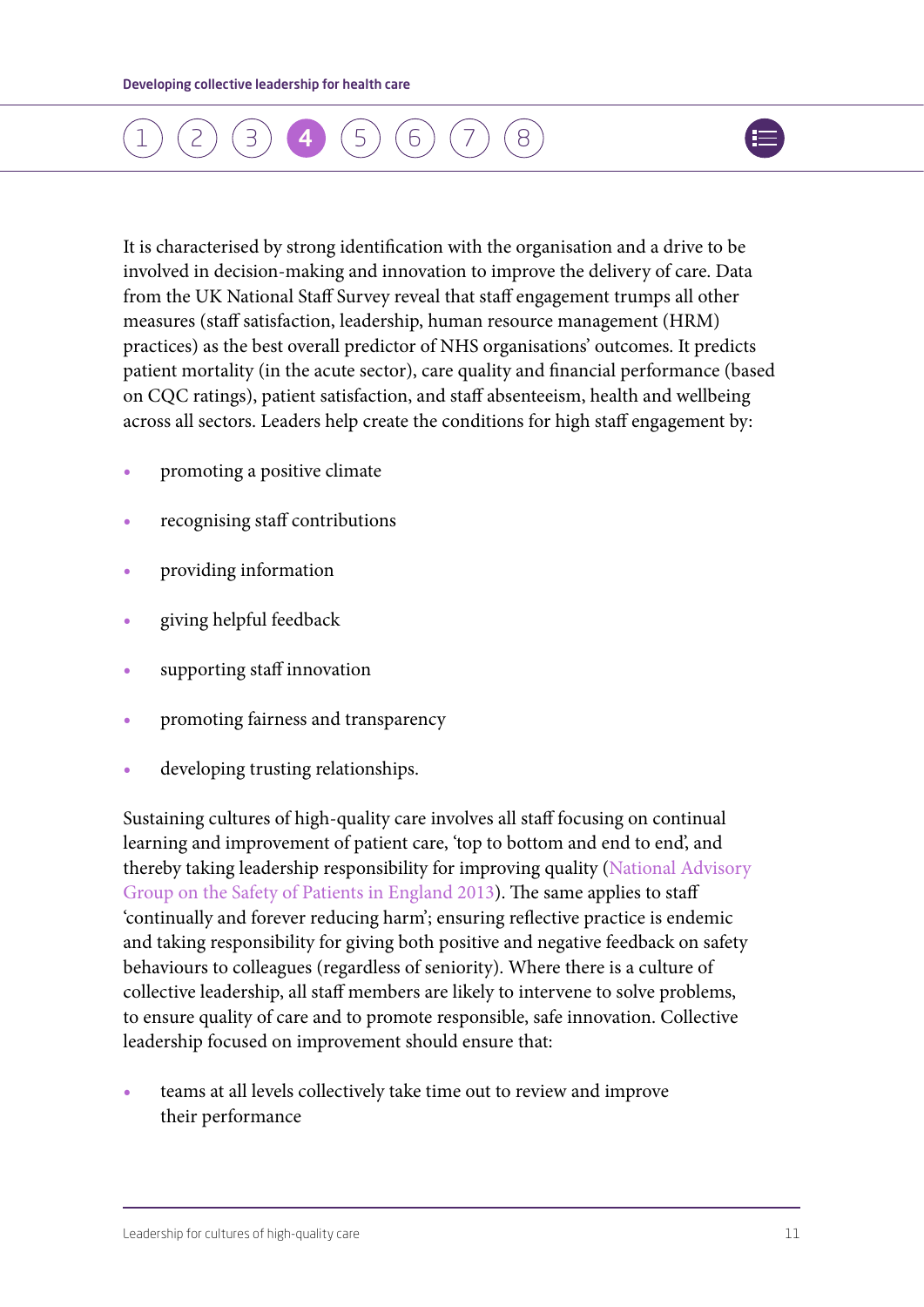It is characterised by strong identification with the organisation and a drive to be involved in decision-making and innovation to improve the delivery of care. Data from the UK National Staff Survey reveal that staff engagement trumps all other measures (staff satisfaction, leadership, human resource management (HRM) practices) as the best overall predictor of NHS organisations' outcomes. It predicts patient mortality (in the acute sector), care quality and financial performance (based on CQC ratings), patient satisfaction, and staff absenteeism, health and wellbeing across all sectors. Leaders help create the conditions for high staff engagement by:

- promoting a positive climate
- recognising staff contributions
- providing information
- giving helpful feedback
- supporting staff innovation
- promoting fairness and transparency
- developing trusting relationships.

Sustaining cultures of high-quality care involves all staff focusing on continual learning and improvement of patient care, 'top to bottom and end to end', and thereby taking leadership responsibility for improving quality (National Advisory Group on the Safety of Patients in England 2013). The same applies to staff 'continually and forever reducing harm'; ensuring reflective practice is endemic and taking responsibility for giving both positive and negative feedback on safety behaviours to colleagues (regardless of seniority). Where there is a culture of collective leadership, all staff members are likely to intervene to solve problems, to ensure quality of care and to promote responsible, safe innovation. Collective leadership focused on improvement should ensure that:

- teams at all levels collectively take time out to review and improve their performance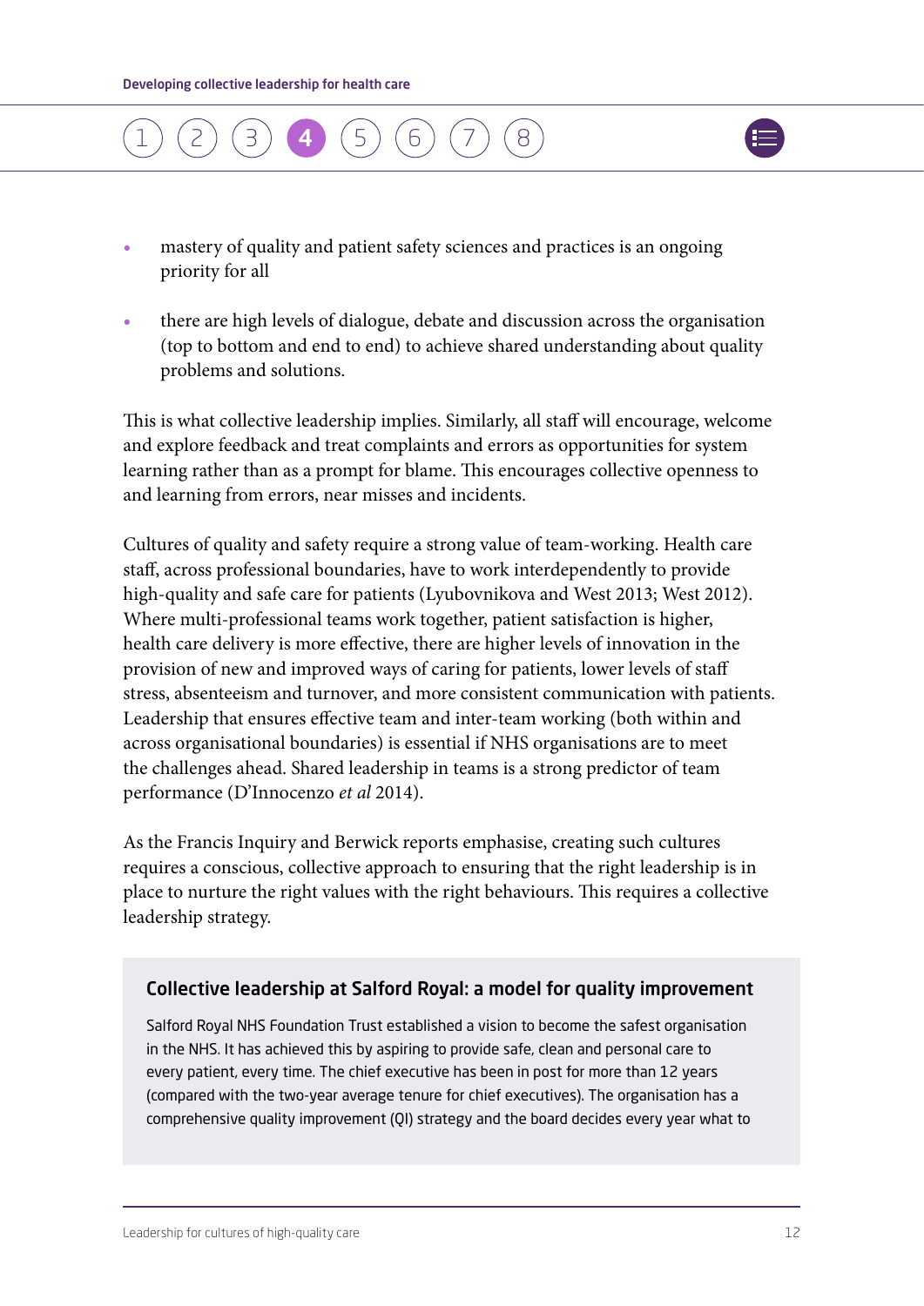- mastery of quality and patient safety sciences and practices is an ongoing priority for all
- there are high levels of dialogue, debate and discussion across the organisation (top to bottom and end to end) to achieve shared understanding about quality problems and solutions.

This is what collective leadership implies. Similarly, all staff will encourage, welcome and explore feedback and treat complaints and errors as opportunities for system learning rather than as a prompt for blame. This encourages collective openness to and learning from errors, near misses and incidents.

Cultures of quality and safety require a strong value of team-working. Health care staff, across professional boundaries, have to work interdependently to provide high-quality and safe care for patients (Lyubovnikova and West 2013; West 2012). Where multi-professional teams work together, patient satisfaction is higher, health care delivery is more effective, there are higher levels of innovation in the provision of new and improved ways of caring for patients, lower levels of staff stress, absenteeism and turnover, and more consistent communication with patients. Leadership that ensures effective team and inter-team working (both within and across organisational boundaries) is essential if NHS organisations are to meet the challenges ahead. Shared leadership in teams is a strong predictor of team performance (D'Innocenzo *et al* 2014).

As the Francis Inquiry and Berwick reports emphasise, creating such cultures requires a conscious, collective approach to ensuring that the right leadership is in place to nurture the right values with the right behaviours. This requires a collective leadership strategy.

### Collective leadership at Salford Royal: a model for quality improvement

Salford Royal NHS Foundation Trust established a vision to become the safest organisation in the NHS. It has achieved this by aspiring to provide safe, clean and personal care to every patient, every time. The chief executive has been in post for more than 12 years (compared with the two-year average tenure for chief executives). The organisation has a comprehensive quality improvement (QI) strategy and the board decides every year what to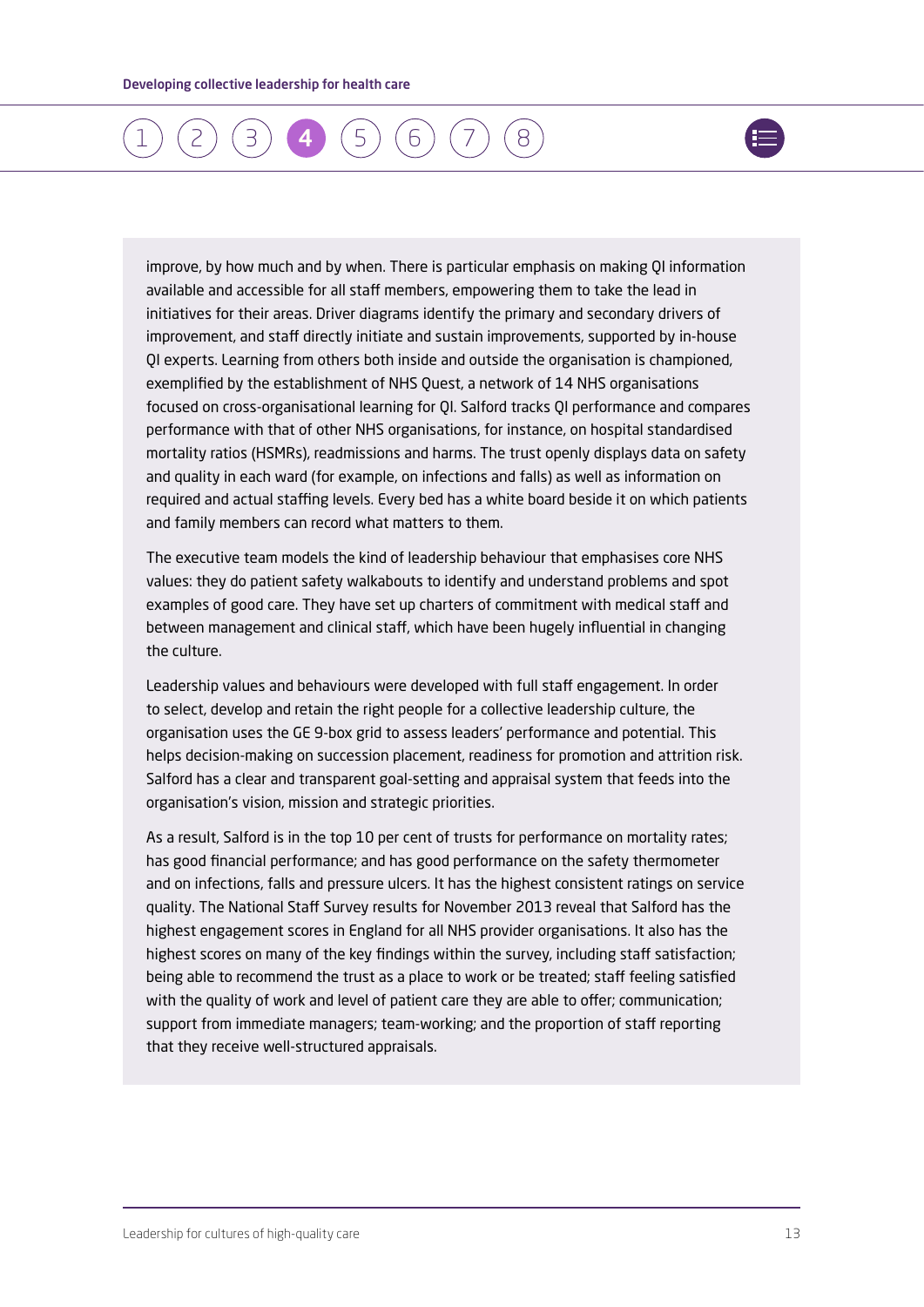improve, by how much and by when. There is particular emphasis on making QI information available and accessible for all staff members, empowering them to take the lead in initiatives for their areas. Driver diagrams identify the primary and secondary drivers of improvement, and staff directly initiate and sustain improvements, supported by in-house QI experts. Learning from others both inside and outside the organisation is championed, exemplified by the establishment of NHS Quest, a network of 14 NHS organisations focused on cross-organisational learning for QI. Salford tracks QI performance and compares performance with that of other NHS organisations, for instance, on hospital standardised mortality ratios (HSMRs), readmissions and harms. The trust openly displays data on safety and quality in each ward (for example, on infections and falls) as well as information on required and actual staffing levels. Every bed has a white board beside it on which patients and family members can record what matters to them.

The executive team models the kind of leadership behaviour that emphasises core NHS values: they do patient safety walkabouts to identify and understand problems and spot examples of good care. They have set up charters of commitment with medical staff and between management and clinical staff, which have been hugely influential in changing the culture.

Leadership values and behaviours were developed with full staff engagement. In order to select, develop and retain the right people for a collective leadership culture, the organisation uses the GE 9-box grid to assess leaders' performance and potential. This helps decision-making on succession placement, readiness for promotion and attrition risk. Salford has a clear and transparent goal-setting and appraisal system that feeds into the organisation's vision, mission and strategic priorities.

As a result, Salford is in the top 10 per cent of trusts for performance on mortality rates; has good financial performance; and has good performance on the safety thermometer and on infections, falls and pressure ulcers. It has the highest consistent ratings on service quality. The National Staff Survey results for November 2013 reveal that Salford has the highest engagement scores in England for all NHS provider organisations. It also has the highest scores on many of the key findings within the survey, including staff satisfaction; being able to recommend the trust as a place to work or be treated; staff feeling satisfied with the quality of work and level of patient care they are able to offer; communication; support from immediate managers; team-working; and the proportion of staff reporting that they receive well-structured appraisals.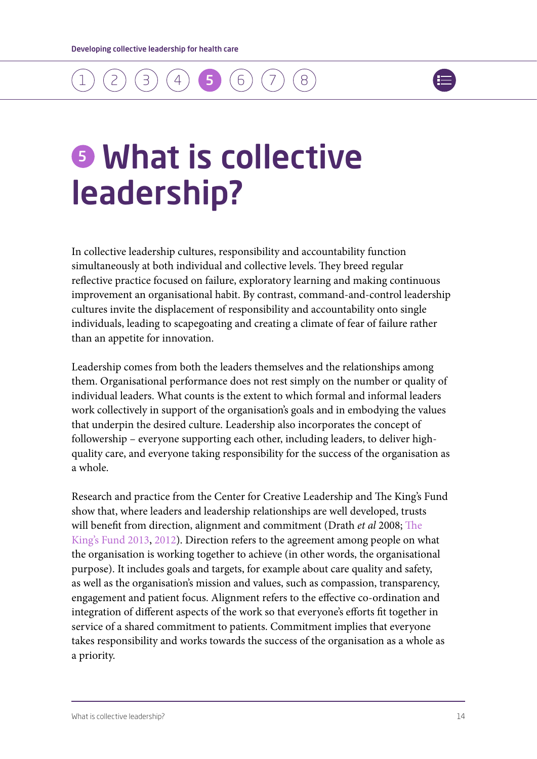# 5 What is collective leadership?

In collective leadership cultures, responsibility and accountability function simultaneously at both individual and collective levels. They breed regular reflective practice focused on failure, exploratory learning and making continuous improvement an organisational habit. By contrast, command-and-control leadership cultures invite the displacement of responsibility and accountability onto single individuals, leading to scapegoating and creating a climate of fear of failure rather than an appetite for innovation.

Leadership comes from both the leaders themselves and the relationships among them. Organisational performance does not rest simply on the number or quality of individual leaders. What counts is the extent to which formal and informal leaders work collectively in support of the organisation's goals and in embodying the values that underpin the desired culture. Leadership also incorporates the concept of followership – everyone supporting each other, including leaders, to deliver high-quality care, and everyone taking responsibility for the success of the organisation as a whole.

Research and practice from the Center for Creative Leadership and The King's Fund show that, where leaders and leadership relationships are well developed, trusts will benefit from direction, alignment and commitment (Drath *et al* 2008; The King's Fund 2013, 2012). Direction refers to the agreement among people on what the organisation is working together to achieve (in other words, the organisational purpose). It includes goals and targets, for example about care quality and safety, as well as the organisation's mission and values, such as compassion, transparency, engagement and patient focus. Alignment refers to the effective co-ordination and integration of different aspects of the work so that everyone's efforts fit together in service of a shared commitment to patients. Commitment implies that everyone takes responsibility and works towards the success of the organisation as a whole as a priority.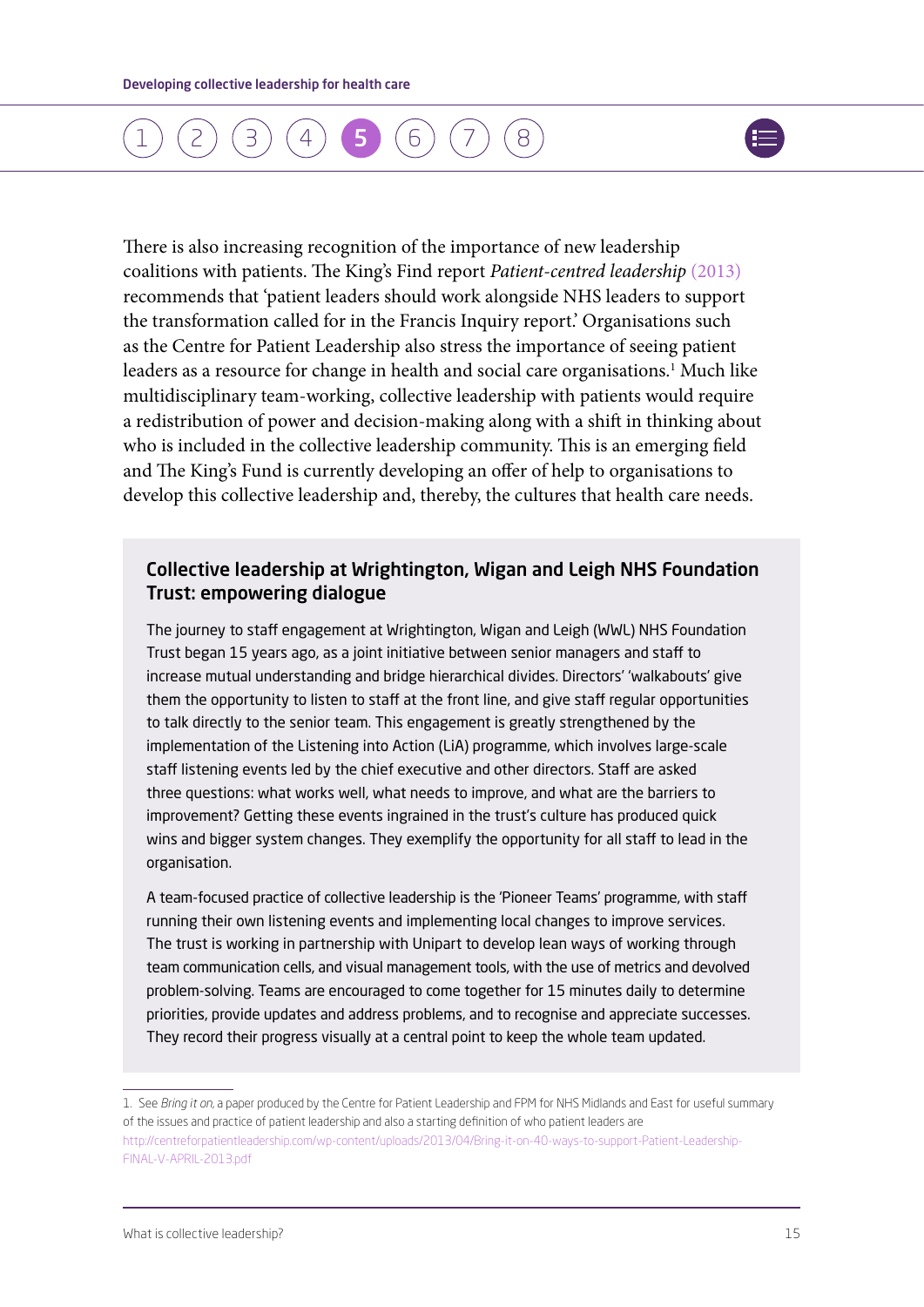There is also increasing recognition of the importance of new leadership coalitions with patients. The King's Find report *Patient-centred leadership* (2013) recommends that 'patient leaders should work alongside NHS leaders to support the transformation called for in the Francis Inquiry report.' Organisations such as the Centre for Patient Leadership also stress the importance of seeing patient leaders as a resource for change in health and social care organisations.[1] Much like multidisciplinary team-working, collective leadership with patients would require a redistribution of power and decision-making along with a shift in thinking about who is included in the collective leadership community. This is an emerging field and The King's Fund is currently developing an offer of help to organisations to develop this collective leadership and, thereby, the cultures that health care needs.

### Collective leadership at Wrightington, Wigan and Leigh NHS Foundation Trust: empowering dialogue

The journey to staff engagement at Wrightington, Wigan and Leigh (WWL) NHS Foundation Trust began 15 years ago, as a joint initiative between senior managers and staff to increase mutual understanding and bridge hierarchical divides. Directors' 'walkabouts' give them the opportunity to listen to staff at the front line, and give staff regular opportunities to talk directly to the senior team. This engagement is greatly strengthened by the implementation of the Listening into Action (LiA) programme, which involves large-scale staff listening events led by the chief executive and other directors. Staff are asked three questions: what works well, what needs to improve, and what are the barriers to improvement? Getting these events ingrained in the trust's culture has produced quick wins and bigger system changes. They exemplify the opportunity for all staff to lead in the organisation.

A team-focused practice of collective leadership is the 'Pioneer Teams' programme, with staff running their own listening events and implementing local changes to improve services. The trust is working in partnership with Unipart to develop lean ways of working through team communication cells, and visual management tools, with the use of metrics and devolved problem-solving. Teams are encouraged to come together for 15 minutes daily to determine priorities, provide updates and address problems, and to recognise and appreciate successes. They record their progress visually at a central point to keep the whole team updated.

---

1. See *Bring it on*, a paper produced by the Centre for Patient Leadership and FPM for NHS Midlands and East for useful summary of the issues and practice of patient leadership and also a starting definition of who patient leaders are http://centreforpatientleadership.com/wp-content/uploads/2013/04/Bring-it-on-40-ways-to-support-Patient-Leadership-FINAL-V-APRIL-2013.pdf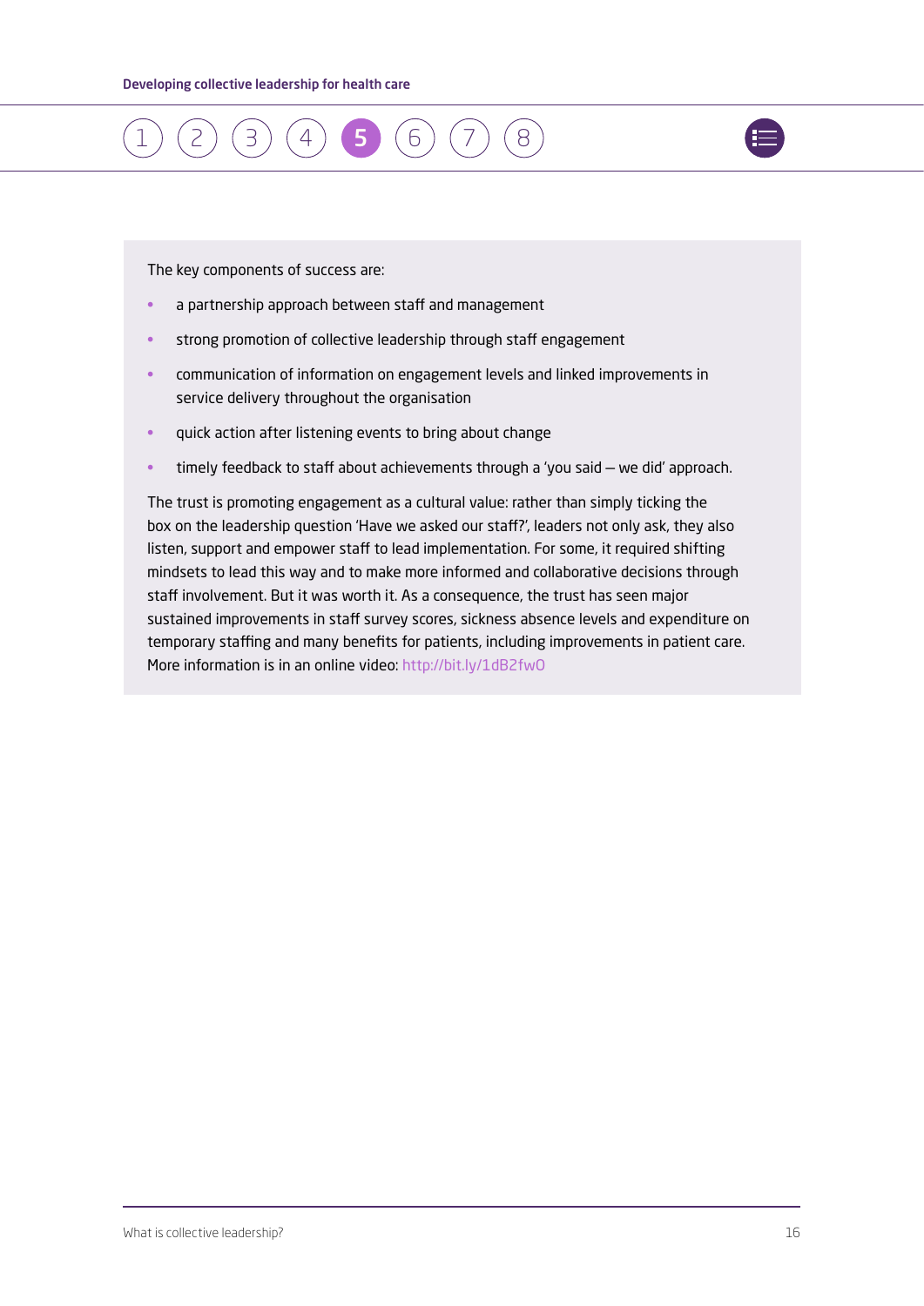The key components of success are:

- a partnership approach between staff and management
- strong promotion of collective leadership through staff engagement
- communication of information on engagement levels and linked improvements in service delivery throughout the organisation
- quick action after listening events to bring about change
- timely feedback to staff about achievements through a 'you said – we did' approach.

The trust is promoting engagement as a cultural value: rather than simply ticking the box on the leadership question 'Have we asked our staff?', leaders not only ask, they also listen, support and empower staff to lead implementation. For some, it required shifting mindsets to lead this way and to make more informed and collaborative decisions through staff involvement. But it was worth it. As a consequence, the trust has seen major sustained improvements in staff survey scores, sickness absence levels and expenditure on temporary staffing and many benefits for patients, including improvements in patient care. More information is in an online video: http://bit.ly/1dB2fwO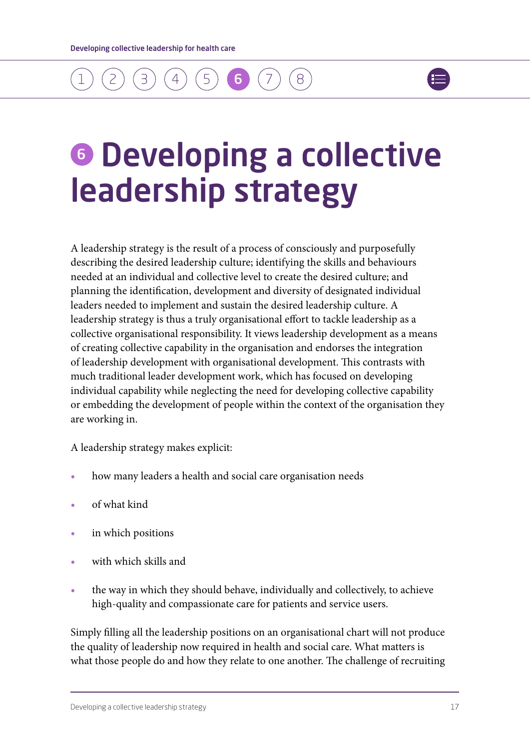# 6 Developing a collective leadership strategy

A leadership strategy is the result of a process of consciously and purposefully describing the desired leadership culture; identifying the skills and behaviours needed at an individual and collective level to create the desired culture; and planning the identification, development and diversity of designated individual leaders needed to implement and sustain the desired leadership culture. A leadership strategy is thus a truly organisational effort to tackle leadership as a collective organisational responsibility. It views leadership development as a means of creating collective capability in the organisation and endorses the integration of leadership development with organisational development. This contrasts with much traditional leader development work, which has focused on developing individual capability while neglecting the need for developing collective capability or embedding the development of people within the context of the organisation they are working in.

A leadership strategy makes explicit:

- how many leaders a health and social care organisation needs
- of what kind
- in which positions
- with which skills and
- the way in which they should behave, individually and collectively, to achieve high-quality and compassionate care for patients and service users.

Simply filling all the leadership positions on an organisational chart will not produce the quality of leadership now required in health and social care. What matters is what those people do and how they relate to one another. The challenge of recruiting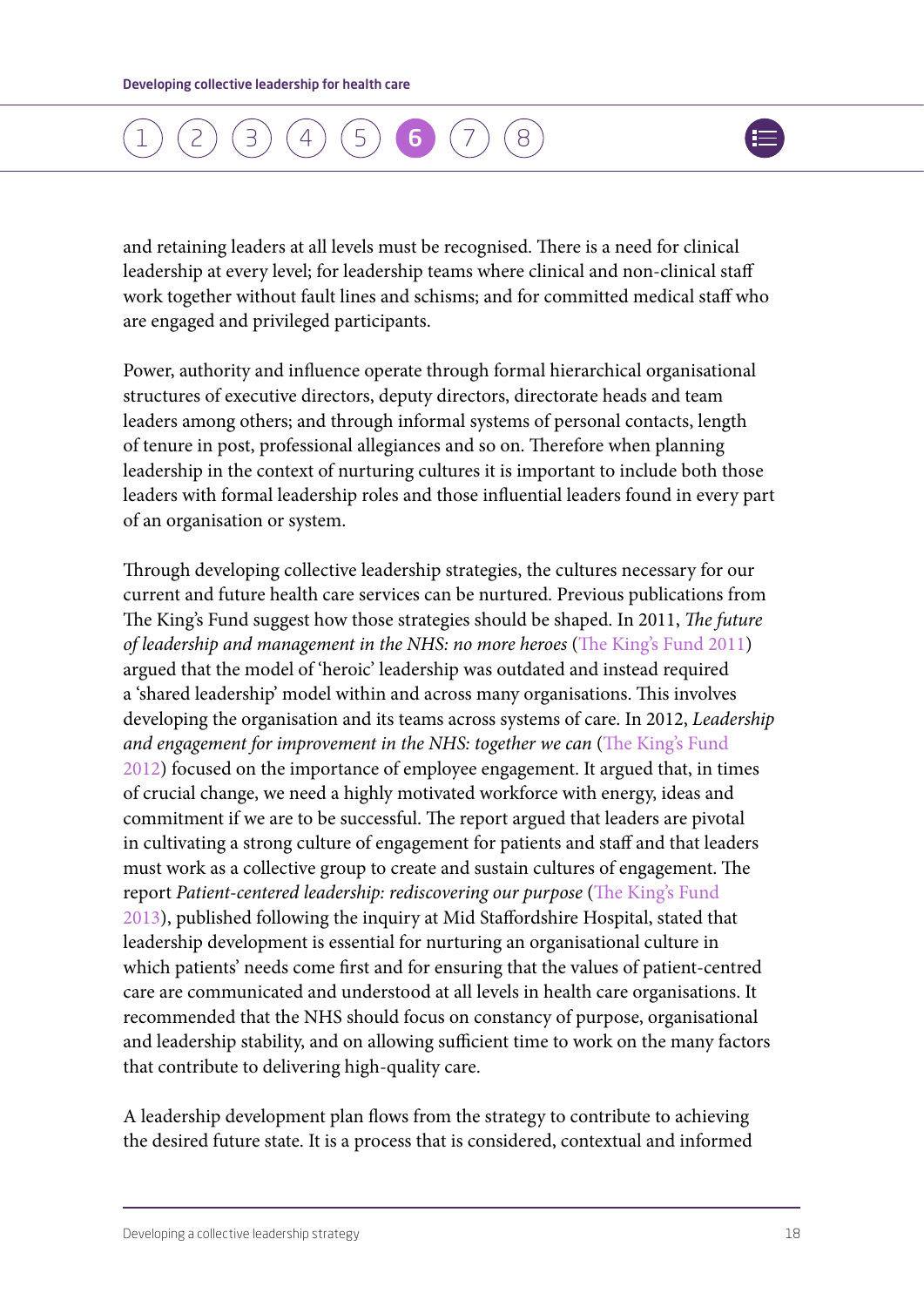and retaining leaders at all levels must be recognised. There is a need for clinical leadership at every level; for leadership teams where clinical and non-clinical staff work together without fault lines and schisms; and for committed medical staff who are engaged and privileged participants.

Power, authority and influence operate through formal hierarchical organisational structures of executive directors, deputy directors, directorate heads and team leaders among others; and through informal systems of personal contacts, length of tenure in post, professional allegiances and so on. Therefore when planning leadership in the context of nurturing cultures it is important to include both those leaders with formal leadership roles and those influential leaders found in every part of an organisation or system.

Through developing collective leadership strategies, the cultures necessary for our current and future health care services can be nurtured. Previous publications from The King's Fund suggest how those strategies should be shaped. In 2011, *The future of leadership and management in the NHS: no more heroes* (The King's Fund 2011) argued that the model of 'heroic' leadership was outdated and instead required a 'shared leadership' model within and across many organisations. This involves developing the organisation and its teams across systems of care. In 2012, *Leadership and engagement for improvement in the NHS: together we can* (The King's Fund 2012) focused on the importance of employee engagement. It argued that, in times of crucial change, we need a highly motivated workforce with energy, ideas and commitment if we are to be successful. The report argued that leaders are pivotal in cultivating a strong culture of engagement for patients and staff and that leaders must work as a collective group to create and sustain cultures of engagement. The report *Patient-centered leadership: rediscovering our purpose* (The King's Fund 2013), published following the inquiry at Mid Staffordshire Hospital, stated that leadership development is essential for nurturing an organisational culture in which patients' needs come first and for ensuring that the values of patient-centred care are communicated and understood at all levels in health care organisations. It recommended that the NHS should focus on constancy of purpose, organisational and leadership stability, and on allowing sufficient time to work on the many factors that contribute to delivering high-quality care.

A leadership development plan flows from the strategy to contribute to achieving the desired future state. It is a process that is considered, contextual and informed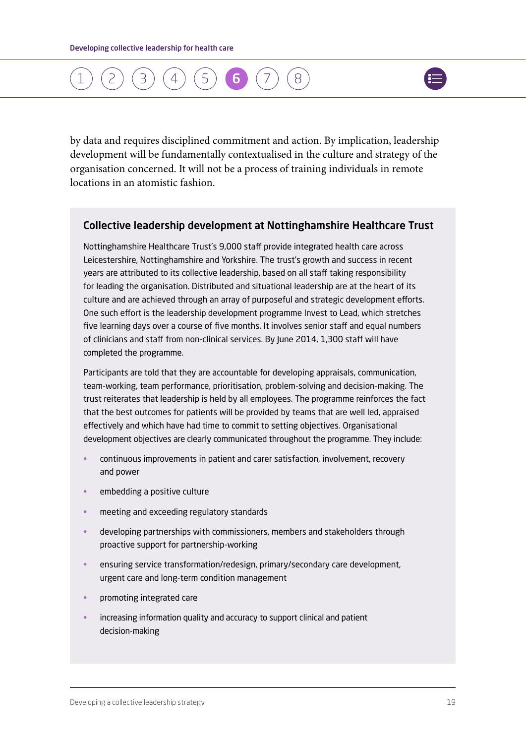by data and requires disciplined commitment and action. By implication, leadership development will be fundamentally contextualised in the culture and strategy of the organisation concerned. It will not be a process of training individuals in remote locations in an atomistic fashion.

### Collective leadership development at Nottinghamshire Healthcare Trust

Nottinghamshire Healthcare Trust's 9,000 staff provide integrated health care across Leicestershire, Nottinghamshire and Yorkshire. The trust's growth and success in recent years are attributed to its collective leadership, based on all staff taking responsibility for leading the organisation. Distributed and situational leadership are at the heart of its culture and are achieved through an array of purposeful and strategic development efforts. One such effort is the leadership development programme Invest to Lead, which stretches five learning days over a course of five months. It involves senior staff and equal numbers of clinicians and staff from non-clinical services. By June 2014, 1,300 staff will have completed the programme.

Participants are told that they are accountable for developing appraisals, communication, team-working, team performance, prioritisation, problem-solving and decision-making. The trust reiterates that leadership is held by all employees. The programme reinforces the fact that the best outcomes for patients will be provided by teams that are well led, appraised effectively and which have had time to commit to setting objectives. Organisational development objectives are clearly communicated throughout the programme. They include:

- continuous improvements in patient and carer satisfaction, involvement, recovery and power
- embedding a positive culture
- meeting and exceeding regulatory standards
- developing partnerships with commissioners, members and stakeholders through proactive support for partnership-working
- ensuring service transformation/redesign, primary/secondary care development, urgent care and long-term condition management
- promoting integrated care
- increasing information quality and accuracy to support clinical and patient decision-making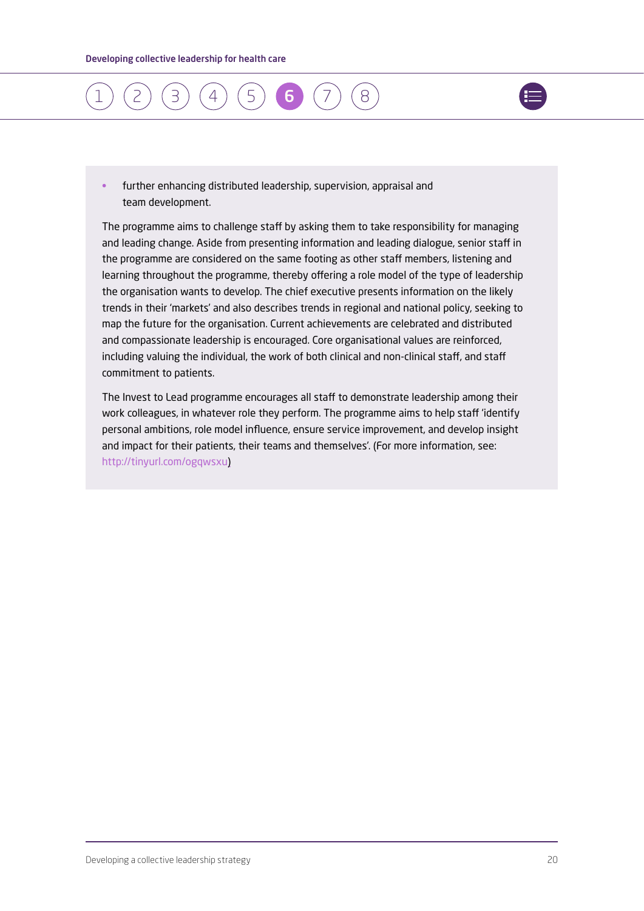- further enhancing distributed leadership, supervision, appraisal and team development.

The programme aims to challenge staff by asking them to take responsibility for managing and leading change. Aside from presenting information and leading dialogue, senior staff in the programme are considered on the same footing as other staff members, listening and learning throughout the programme, thereby offering a role model of the type of leadership the organisation wants to develop. The chief executive presents information on the likely trends in their 'markets' and also describes trends in regional and national policy, seeking to map the future for the organisation. Current achievements are celebrated and distributed and compassionate leadership is encouraged. Core organisational values are reinforced, including valuing the individual, the work of both clinical and non-clinical staff, and staff commitment to patients.

The Invest to Lead programme encourages all staff to demonstrate leadership among their work colleagues, in whatever role they perform. The programme aims to help staff 'identify personal ambitions, role model influence, ensure service improvement, and develop insight and impact for their patients, their teams and themselves'. (For more information, see: http://tinyurl.com/ogqwsxu)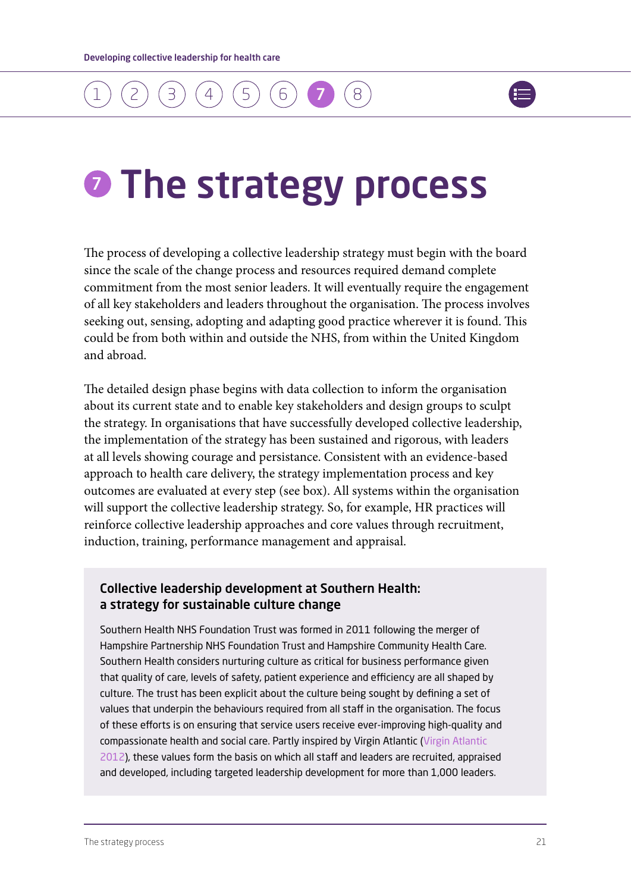# 7 The strategy process

The process of developing a collective leadership strategy must begin with the board since the scale of the change process and resources required demand complete commitment from the most senior leaders. It will eventually require the engagement of all key stakeholders and leaders throughout the organisation. The process involves seeking out, sensing, adopting and adapting good practice wherever it is found. This could be from both within and outside the NHS, from within the United Kingdom and abroad.

The detailed design phase begins with data collection to inform the organisation about its current state and to enable key stakeholders and design groups to sculpt the strategy. In organisations that have successfully developed collective leadership, the implementation of the strategy has been sustained and rigorous, with leaders at all levels showing courage and persistance. Consistent with an evidence-based approach to health care delivery, the strategy implementation process and key outcomes are evaluated at every step (see box). All systems within the organisation will support the collective leadership strategy. So, for example, HR practices will reinforce collective leadership approaches and core values through recruitment, induction, training, performance management and appraisal.

### Collective leadership development at Southern Health: a strategy for sustainable culture change

Southern Health NHS Foundation Trust was formed in 2011 following the merger of Hampshire Partnership NHS Foundation Trust and Hampshire Community Health Care. Southern Health considers nurturing culture as critical for business performance given that quality of care, levels of safety, patient experience and efficiency are all shaped by culture. The trust has been explicit about the culture being sought by defining a set of values that underpin the behaviours required from all staff in the organisation. The focus of these efforts is on ensuring that service users receive ever-improving high-quality and compassionate health and social care. Partly inspired by Virgin Atlantic (Virgin Atlantic 2012), these values form the basis on which all staff and leaders are recruited, appraised and developed, including targeted leadership development for more than 1,000 leaders.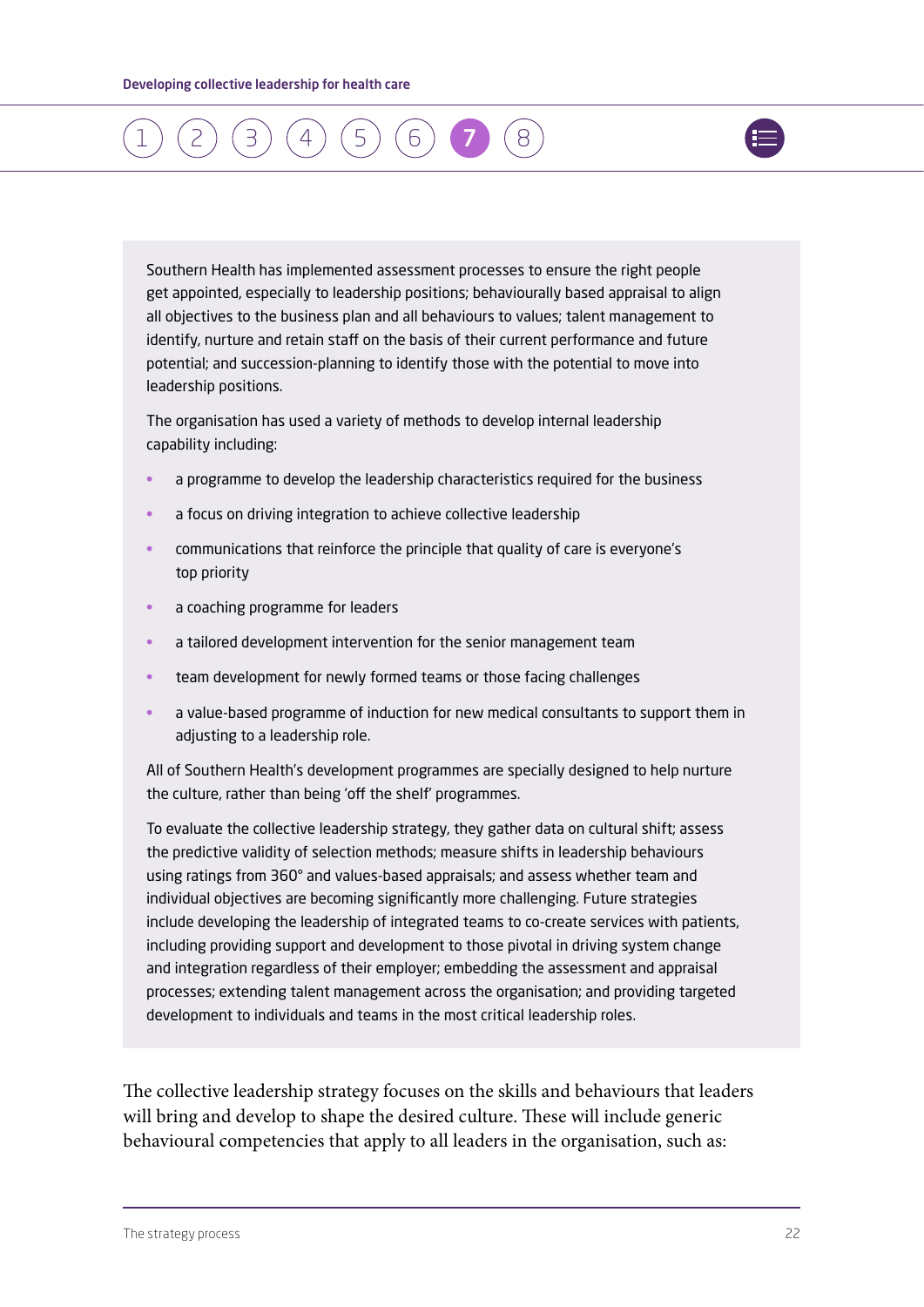Southern Health has implemented assessment processes to ensure the right people get appointed, especially to leadership positions; behaviourally based appraisal to align all objectives to the business plan and all behaviours to values; talent management to identify, nurture and retain staff on the basis of their current performance and future potential; and succession-planning to identify those with the potential to move into leadership positions.

The organisation has used a variety of methods to develop internal leadership capability including:

- a programme to develop the leadership characteristics required for the business
- a focus on driving integration to achieve collective leadership
- communications that reinforce the principle that quality of care is everyone's top priority
- a coaching programme for leaders
- a tailored development intervention for the senior management team
- team development for newly formed teams or those facing challenges
- a value-based programme of induction for new medical consultants to support them in adjusting to a leadership role.

All of Southern Health's development programmes are specially designed to help nurture the culture, rather than being 'off the shelf' programmes.

To evaluate the collective leadership strategy, they gather data on cultural shift; assess the predictive validity of selection methods; measure shifts in leadership behaviours using ratings from 360° and values-based appraisals; and assess whether team and individual objectives are becoming significantly more challenging. Future strategies include developing the leadership of integrated teams to co-create services with patients, including providing support and development to those pivotal in driving system change and integration regardless of their employer; embedding the assessment and appraisal processes; extending talent management across the organisation; and providing targeted development to individuals and teams in the most critical leadership roles.

The collective leadership strategy focuses on the skills and behaviours that leaders will bring and develop to shape the desired culture. These will include generic behavioural competencies that apply to all leaders in the organisation, such as: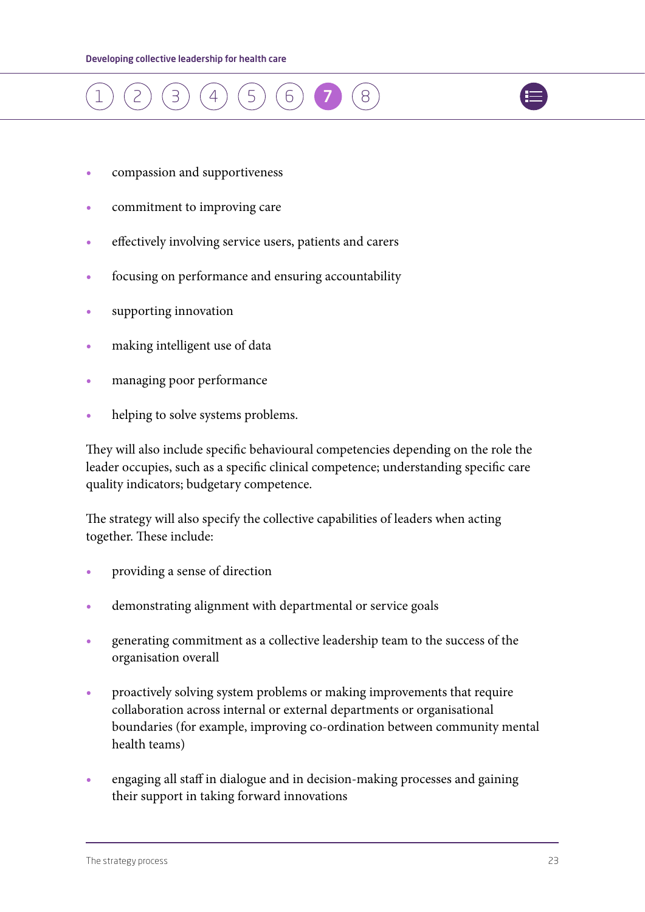- compassion and supportiveness
- commitment to improving care
- effectively involving service users, patients and carers
- focusing on performance and ensuring accountability
- supporting innovation
- making intelligent use of data
- managing poor performance
- helping to solve systems problems.

They will also include specific behavioural competencies depending on the role the leader occupies, such as a specific clinical competence; understanding specific care quality indicators; budgetary competence.

The strategy will also specify the collective capabilities of leaders when acting together. These include:

- providing a sense of direction
- demonstrating alignment with departmental or service goals
- generating commitment as a collective leadership team to the success of the organisation overall
- proactively solving system problems or making improvements that require collaboration across internal or external departments or organisational boundaries (for example, improving co-ordination between community mental health teams)
- engaging all staff in dialogue and in decision-making processes and gaining their support in taking forward innovations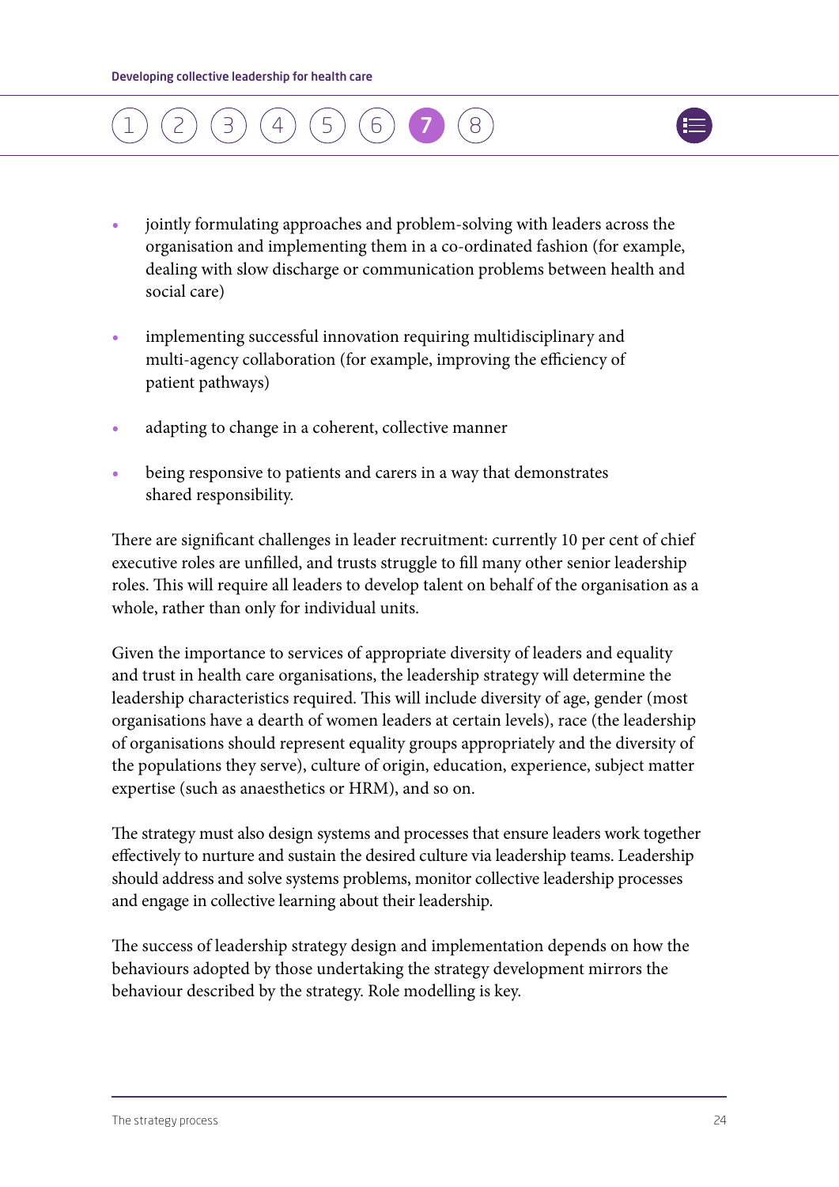- jointly formulating approaches and problem-solving with leaders across the organisation and implementing them in a co-ordinated fashion (for example, dealing with slow discharge or communication problems between health and social care)
- implementing successful innovation requiring multidisciplinary and multi-agency collaboration (for example, improving the efficiency of patient pathways)
- adapting to change in a coherent, collective manner
- being responsive to patients and carers in a way that demonstrates shared responsibility.

There are significant challenges in leader recruitment: currently 10 per cent of chief executive roles are unfilled, and trusts struggle to fill many other senior leadership roles. This will require all leaders to develop talent on behalf of the organisation as a whole, rather than only for individual units.

Given the importance to services of appropriate diversity of leaders and equality and trust in health care organisations, the leadership strategy will determine the leadership characteristics required. This will include diversity of age, gender (most organisations have a dearth of women leaders at certain levels), race (the leadership of organisations should represent equality groups appropriately and the diversity of the populations they serve), culture of origin, education, experience, subject matter expertise (such as anaesthetics or HRM), and so on.

The strategy must also design systems and processes that ensure leaders work together effectively to nurture and sustain the desired culture via leadership teams. Leadership should address and solve systems problems, monitor collective leadership processes and engage in collective learning about their leadership.

The success of leadership strategy design and implementation depends on how the behaviours adopted by those undertaking the strategy development mirrors the behaviour described by the strategy. Role modelling is key.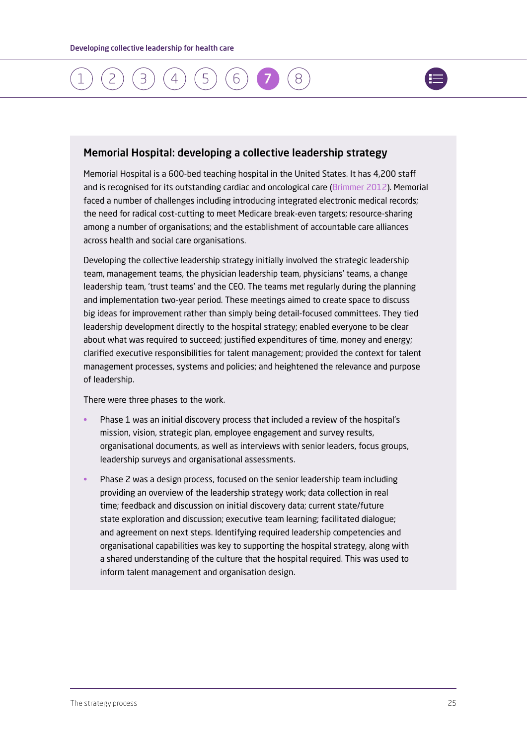## Memorial Hospital: developing a collective leadership strategy

Memorial Hospital is a 600-bed teaching hospital in the United States. It has 4,200 staff and is recognised for its outstanding cardiac and oncological care (Brimmer 2012). Memorial faced a number of challenges including introducing integrated electronic medical records; the need for radical cost-cutting to meet Medicare break-even targets; resource-sharing among a number of organisations; and the establishment of accountable care alliances across health and social care organisations.

Developing the collective leadership strategy initially involved the strategic leadership team, management teams, the physician leadership team, physicians' teams, a change leadership team, 'trust teams' and the CEO. The teams met regularly during the planning and implementation two-year period. These meetings aimed to create space to discuss big ideas for improvement rather than simply being detail-focused committees. They tied leadership development directly to the hospital strategy; enabled everyone to be clear about what was required to succeed; justified expenditures of time, money and energy; clarified executive responsibilities for talent management; provided the context for talent management processes, systems and policies; and heightened the relevance and purpose of leadership.

There were three phases to the work.

- Phase 1 was an initial discovery process that included a review of the hospital's mission, vision, strategic plan, employee engagement and survey results, organisational documents, as well as interviews with senior leaders, focus groups, leadership surveys and organisational assessments.
- Phase 2 was a design process, focused on the senior leadership team including providing an overview of the leadership strategy work; data collection in real time; feedback and discussion on initial discovery data; current state/future state exploration and discussion; executive team learning; facilitated dialogue; and agreement on next steps. Identifying required leadership competencies and organisational capabilities was key to supporting the hospital strategy, along with a shared understanding of the culture that the hospital required. This was used to inform talent management and organisation design.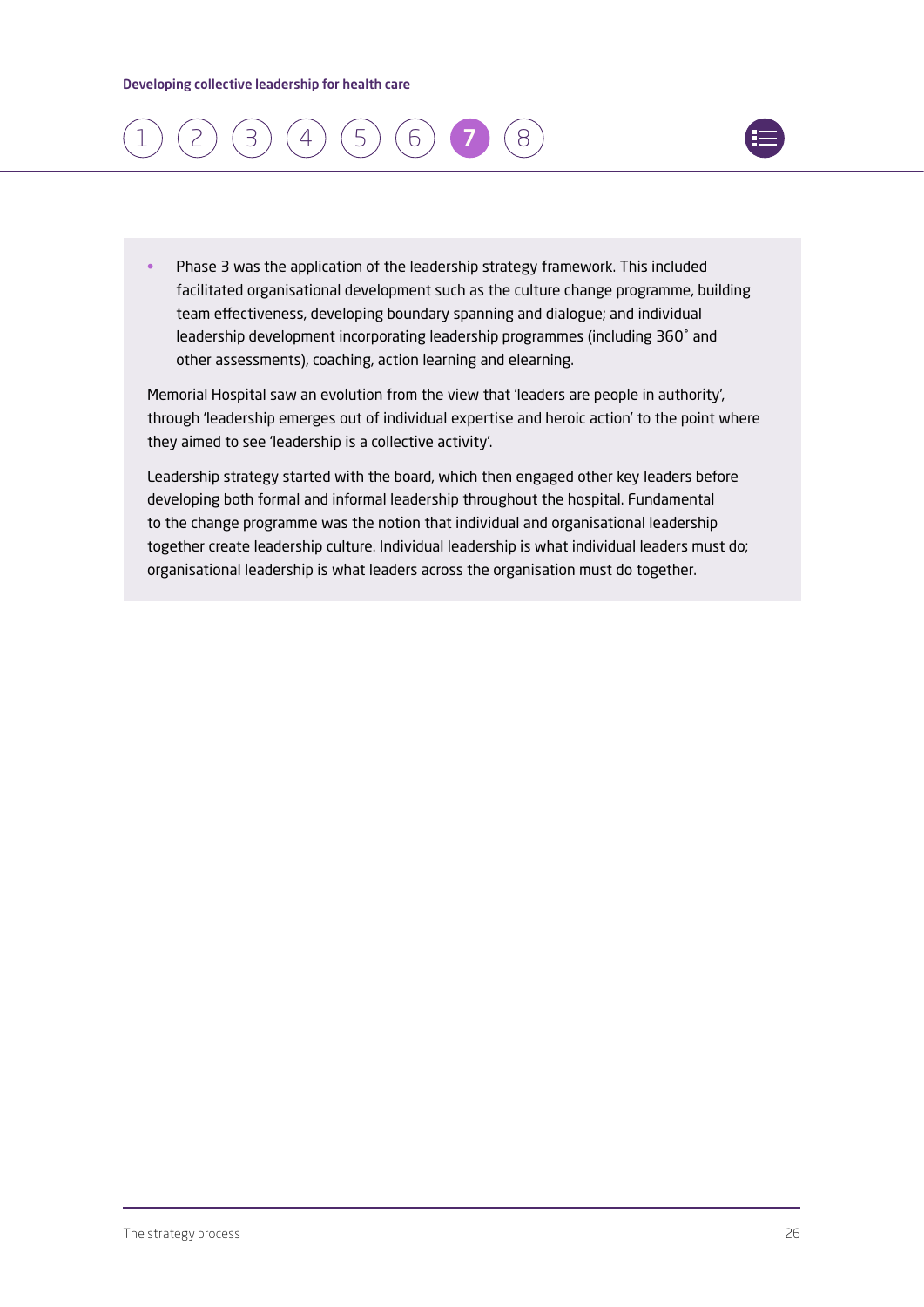- Phase 3 was the application of the leadership strategy framework. This included facilitated organisational development such as the culture change programme, building team effectiveness, developing boundary spanning and dialogue; and individual leadership development incorporating leadership programmes (including 360˚ and other assessments), coaching, action learning and elearning.

Memorial Hospital saw an evolution from the view that 'leaders are people in authority', through 'leadership emerges out of individual expertise and heroic action' to the point where they aimed to see 'leadership is a collective activity'.

Leadership strategy started with the board, which then engaged other key leaders before developing both formal and informal leadership throughout the hospital. Fundamental to the change programme was the notion that individual and organisational leadership together create leadership culture. Individual leadership is what individual leaders must do; organisational leadership is what leaders across the organisation must do together.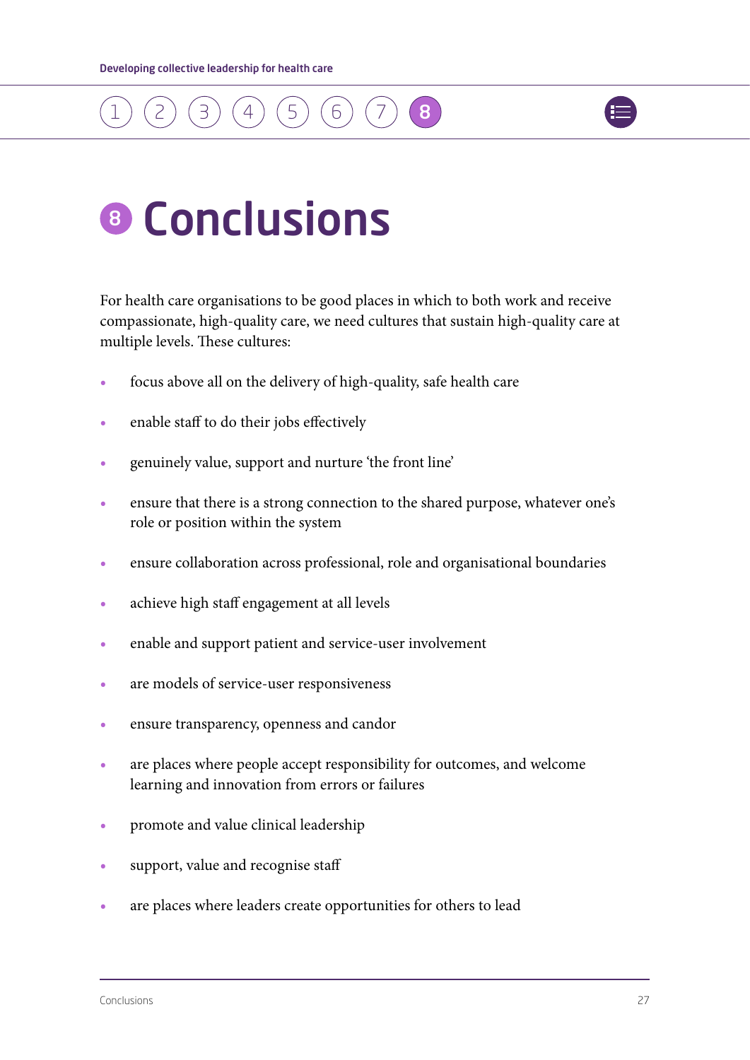# 8 Conclusions

For health care organisations to be good places in which to both work and receive compassionate, high-quality care, we need cultures that sustain high-quality care at multiple levels. These cultures:

- focus above all on the delivery of high-quality, safe health care
- enable staff to do their jobs effectively
- genuinely value, support and nurture 'the front line'
- ensure that there is a strong connection to the shared purpose, whatever one's role or position within the system
- ensure collaboration across professional, role and organisational boundaries
- achieve high staff engagement at all levels
- enable and support patient and service-user involvement
- are models of service-user responsiveness
- ensure transparency, openness and candor
- are places where people accept responsibility for outcomes, and welcome learning and innovation from errors or failures
- promote and value clinical leadership
- support, value and recognise staff
- are places where leaders create opportunities for others to lead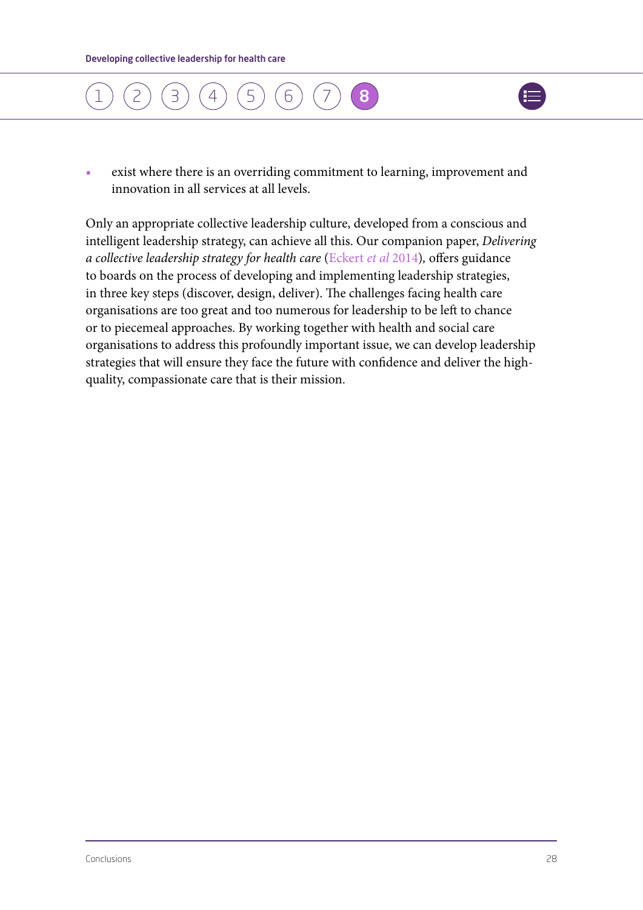- exist where there is an overriding commitment to learning, improvement and innovation in all services at all levels.

Only an appropriate collective leadership culture, developed from a conscious and intelligent leadership strategy, can achieve all this. Our companion paper, *Delivering a collective leadership strategy for health care* (Eckert *et al* 2014), offers guidance to boards on the process of developing and implementing leadership strategies, in three key steps (discover, design, deliver). The challenges facing health care organisations are too great and too numerous for leadership to be left to chance or to piecemeal approaches. By working together with health and social care organisations to address this profoundly important issue, we can develop leadership strategies that will ensure they face the future with confidence and deliver the high-quality, compassionate care that is their mission.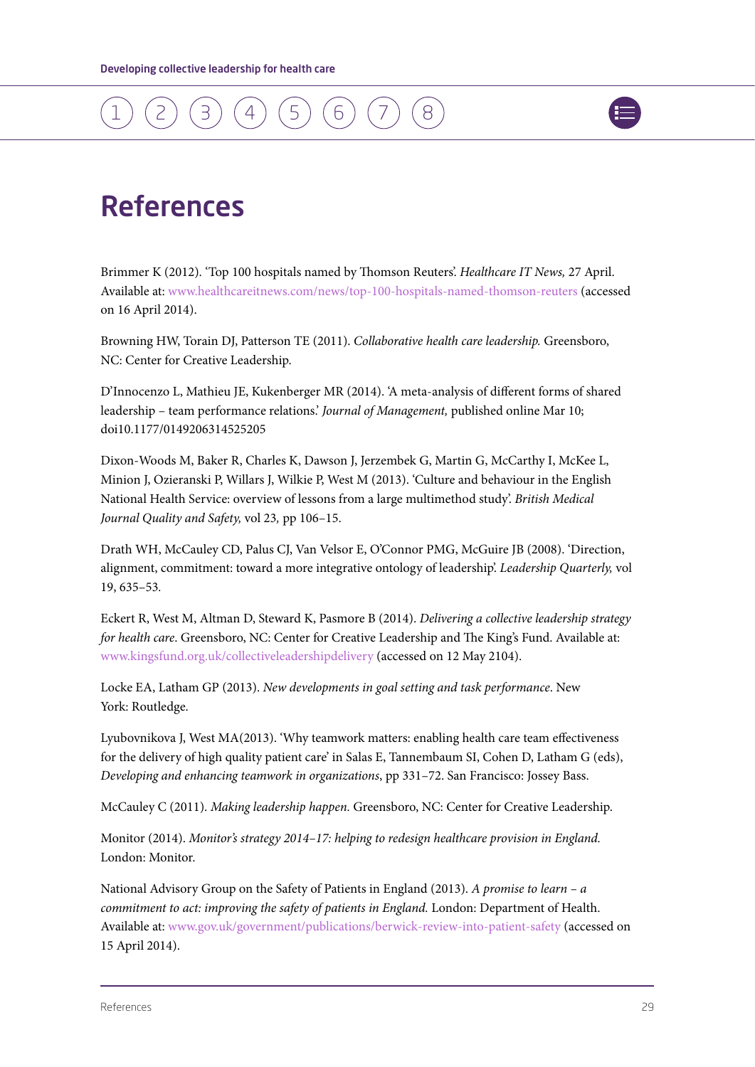# References

Brimmer K (2012). 'Top 100 hospitals named by Thomson Reuters'. *Healthcare IT News,* 27 April. Available at: www.healthcareitnews.com/news/top-100-hospitals-named-thomson-reuters (accessed on 16 April 2014).

Browning HW, Torain DJ, Patterson TE (2011). *Collaborative health care leadership.* Greensboro, NC: Center for Creative Leadership.

D'Innocenzo L, Mathieu JE, Kukenberger MR (2014). 'A meta-analysis of different forms of shared leadership – team performance relations.' *Journal of Management,* published online Mar 10; doi10.1177/0149206314525205

Dixon-Woods M, Baker R, Charles K, Dawson J, Jerzembek G, Martin G, McCarthy I, McKee L, Minion J, Ozieranski P, Willars J, Wilkie P, West M (2013). 'Culture and behaviour in the English National Health Service: overview of lessons from a large multimethod study'. *British Medical Journal Quality and Safety,* vol 23*,* pp 106–15.

Drath WH, McCauley CD, Palus CJ, Van Velsor E, O'Connor PMG, McGuire JB (2008). 'Direction, alignment, commitment: toward a more integrative ontology of leadership'. *Leadership Quarterly,* vol 19, 635–53.

Eckert R, West M, Altman D, Steward K, Pasmore B (2014). *Delivering a collective leadership strategy for health care*. Greensboro, NC: Center for Creative Leadership and The King's Fund. Available at: www.kingsfund.org.uk/collectiveleadershipdelivery (accessed on 12 May 2104).

Locke EA, Latham GP (2013). *New developments in goal setting and task performance*. New York: Routledge.

Lyubovnikova J, West MA(2013). 'Why teamwork matters: enabling health care team effectiveness for the delivery of high quality patient care' in Salas E, Tannembaum SI, Cohen D, Latham G (eds), *Developing and enhancing teamwork in organizations*, pp 331–72. San Francisco: Jossey Bass.

McCauley C (2011). *Making leadership happen.* Greensboro, NC: Center for Creative Leadership.

Monitor (2014). *Monitor's strategy 2014–17: helping to redesign healthcare provision in England.* London: Monitor.

National Advisory Group on the Safety of Patients in England (2013). *A promise to learn – a commitment to act: improving the safety of patients in England.* London: Department of Health. Available at: www.gov.uk/government/publications/berwick-review-into-patient-safety (accessed on 15 April 2014).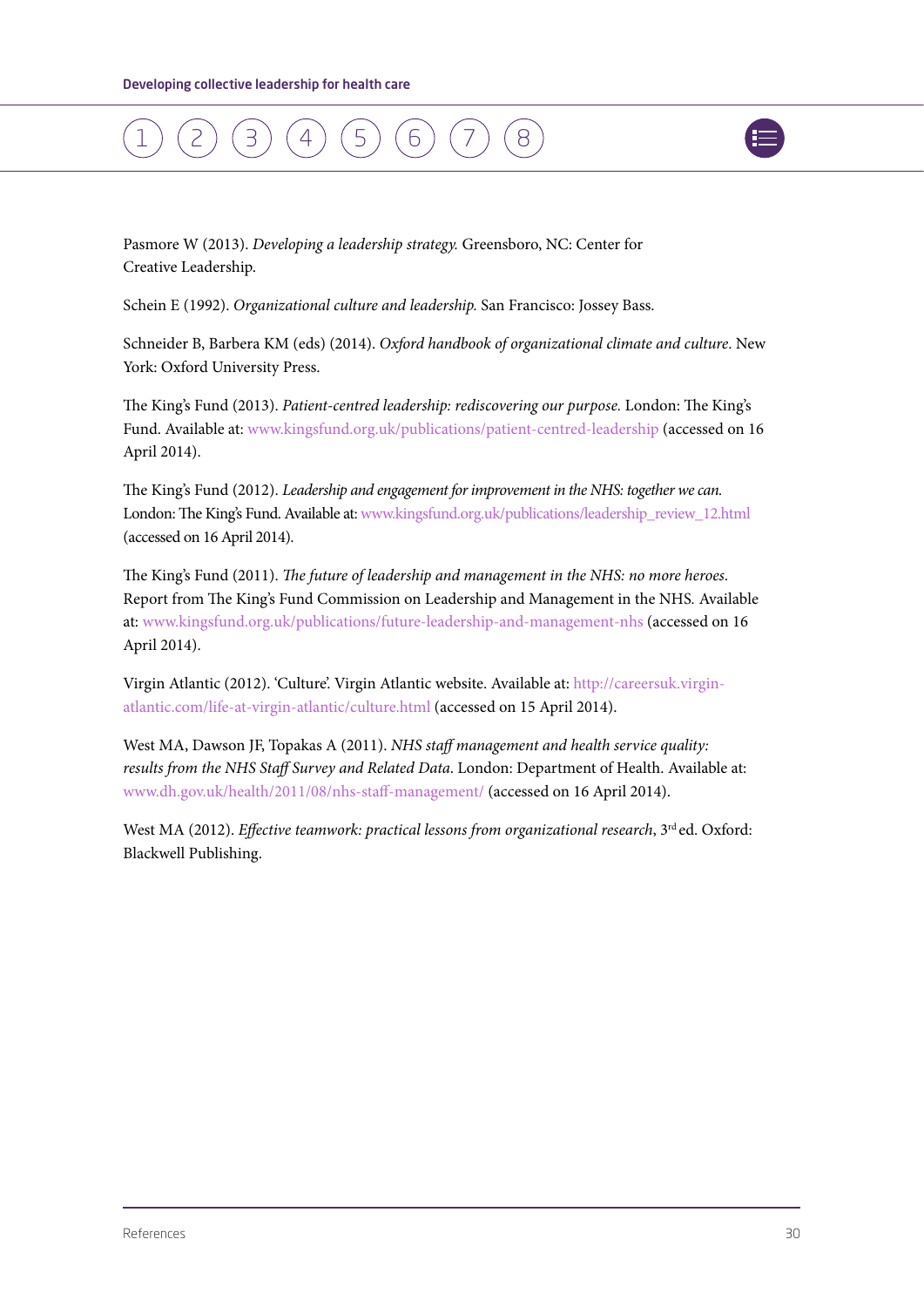Pasmore W (2013). *Developing a leadership strategy.* Greensboro, NC: Center for Creative Leadership.

Schein E (1992). *Organizational culture and leadership.* San Francisco: Jossey Bass.

Schneider B, Barbera KM (eds) (2014). *Oxford handbook of organizational climate and culture*. New York: Oxford University Press.

The King's Fund (2013). *Patient-centred leadership: rediscovering our purpose.* London: The King's Fund. Available at: www.kingsfund.org.uk/publications/patient-centred-leadership (accessed on 16 April 2014).

The King's Fund (2012). *Leadership and engagement for improvement in the NHS: together we can.* London: The King's Fund. Available at: www.kingsfund.org.uk/publications/leadership_review_12.html (accessed on 16 April 2014).

The King's Fund (2011). *The future of leadership and management in the NHS: no more heroes.* Report from The King's Fund Commission on Leadership and Management in the NHS. Available at: www.kingsfund.org.uk/publications/future-leadership-and-management-nhs (accessed on 16 April 2014).

Virgin Atlantic (2012). 'Culture'. Virgin Atlantic website. Available at: http://careersuk.virgin-atlantic.com/life-at-virgin-atlantic/culture.html (accessed on 15 April 2014).

West MA, Dawson JF, Topakas A (2011). *NHS staff management and health service quality: results from the NHS Staff Survey and Related Data*. London: Department of Health. Available at: www.dh.gov.uk/health/2011/08/nhs-staff-management/ (accessed on 16 April 2014).

West MA (2012). *Effective teamwork: practical lessons from organizational research*, 3rd ed. Oxford: Blackwell Publishing.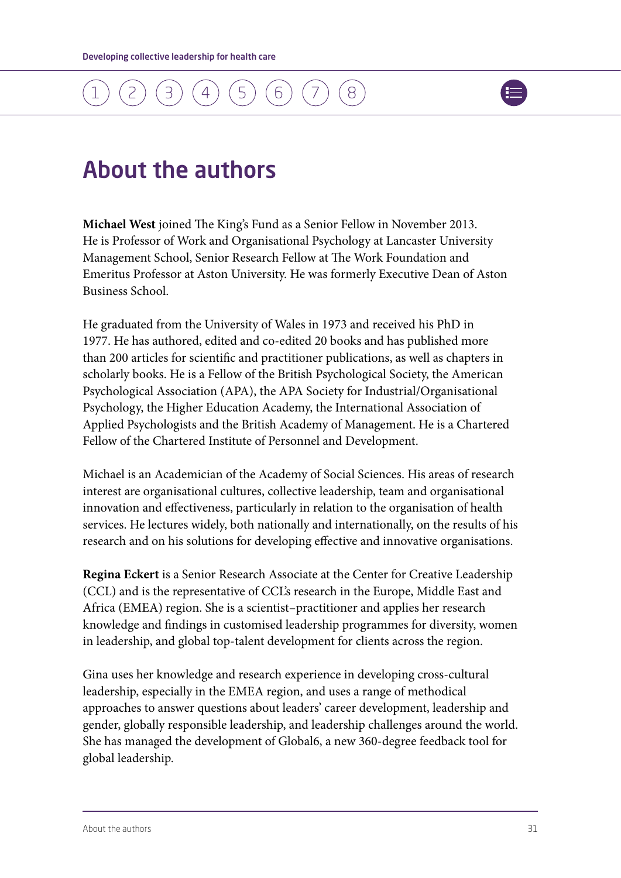# About the authors

**Michael West** joined The King's Fund as a Senior Fellow in November 2013. He is Professor of Work and Organisational Psychology at Lancaster University Management School, Senior Research Fellow at The Work Foundation and Emeritus Professor at Aston University. He was formerly Executive Dean of Aston Business School.

He graduated from the University of Wales in 1973 and received his PhD in 1977. He has authored, edited and co-edited 20 books and has published more than 200 articles for scientific and practitioner publications, as well as chapters in scholarly books. He is a Fellow of the British Psychological Society, the American Psychological Association (APA), the APA Society for Industrial/Organisational Psychology, the Higher Education Academy, the International Association of Applied Psychologists and the British Academy of Management. He is a Chartered Fellow of the Chartered Institute of Personnel and Development.

Michael is an Academician of the Academy of Social Sciences. His areas of research interest are organisational cultures, collective leadership, team and organisational innovation and effectiveness, particularly in relation to the organisation of health services. He lectures widely, both nationally and internationally, on the results of his research and on his solutions for developing effective and innovative organisations.

**Regina Eckert** is a Senior Research Associate at the Center for Creative Leadership (CCL) and is the representative of CCL's research in the Europe, Middle East and Africa (EMEA) region. She is a scientist–practitioner and applies her research knowledge and findings in customised leadership programmes for diversity, women in leadership, and global top-talent development for clients across the region.

Gina uses her knowledge and research experience in developing cross-cultural leadership, especially in the EMEA region, and uses a range of methodical approaches to answer questions about leaders' career development, leadership and gender, globally responsible leadership, and leadership challenges around the world. She has managed the development of Global6, a new 360-degree feedback tool for global leadership.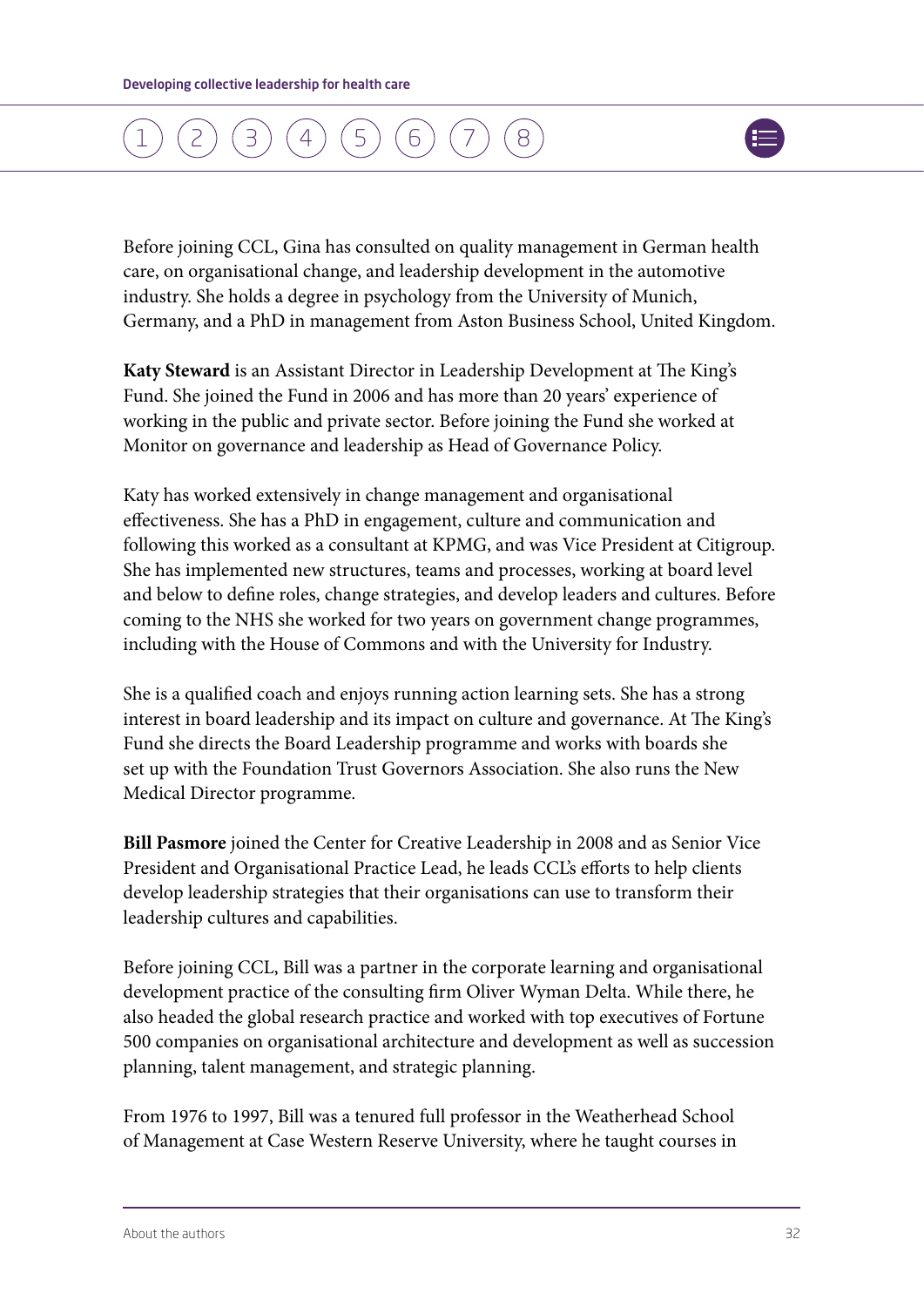Before joining CCL, Gina has consulted on quality management in German health care, on organisational change, and leadership development in the automotive industry. She holds a degree in psychology from the University of Munich, Germany, and a PhD in management from Aston Business School, United Kingdom.

**Katy Steward** is an Assistant Director in Leadership Development at The King's Fund. She joined the Fund in 2006 and has more than 20 years' experience of working in the public and private sector. Before joining the Fund she worked at Monitor on governance and leadership as Head of Governance Policy.

Katy has worked extensively in change management and organisational effectiveness. She has a PhD in engagement, culture and communication and following this worked as a consultant at KPMG, and was Vice President at Citigroup. She has implemented new structures, teams and processes, working at board level and below to define roles, change strategies, and develop leaders and cultures. Before coming to the NHS she worked for two years on government change programmes, including with the House of Commons and with the University for Industry.

She is a qualified coach and enjoys running action learning sets. She has a strong interest in board leadership and its impact on culture and governance. At The King's Fund she directs the Board Leadership programme and works with boards she set up with the Foundation Trust Governors Association. She also runs the New Medical Director programme.

**Bill Pasmore** joined the Center for Creative Leadership in 2008 and as Senior Vice President and Organisational Practice Lead, he leads CCL's efforts to help clients develop leadership strategies that their organisations can use to transform their leadership cultures and capabilities.

Before joining CCL, Bill was a partner in the corporate learning and organisational development practice of the consulting firm Oliver Wyman Delta. While there, he also headed the global research practice and worked with top executives of Fortune 500 companies on organisational architecture and development as well as succession planning, talent management, and strategic planning.

From 1976 to 1997, Bill was a tenured full professor in the Weatherhead School of Management at Case Western Reserve University, where he taught courses in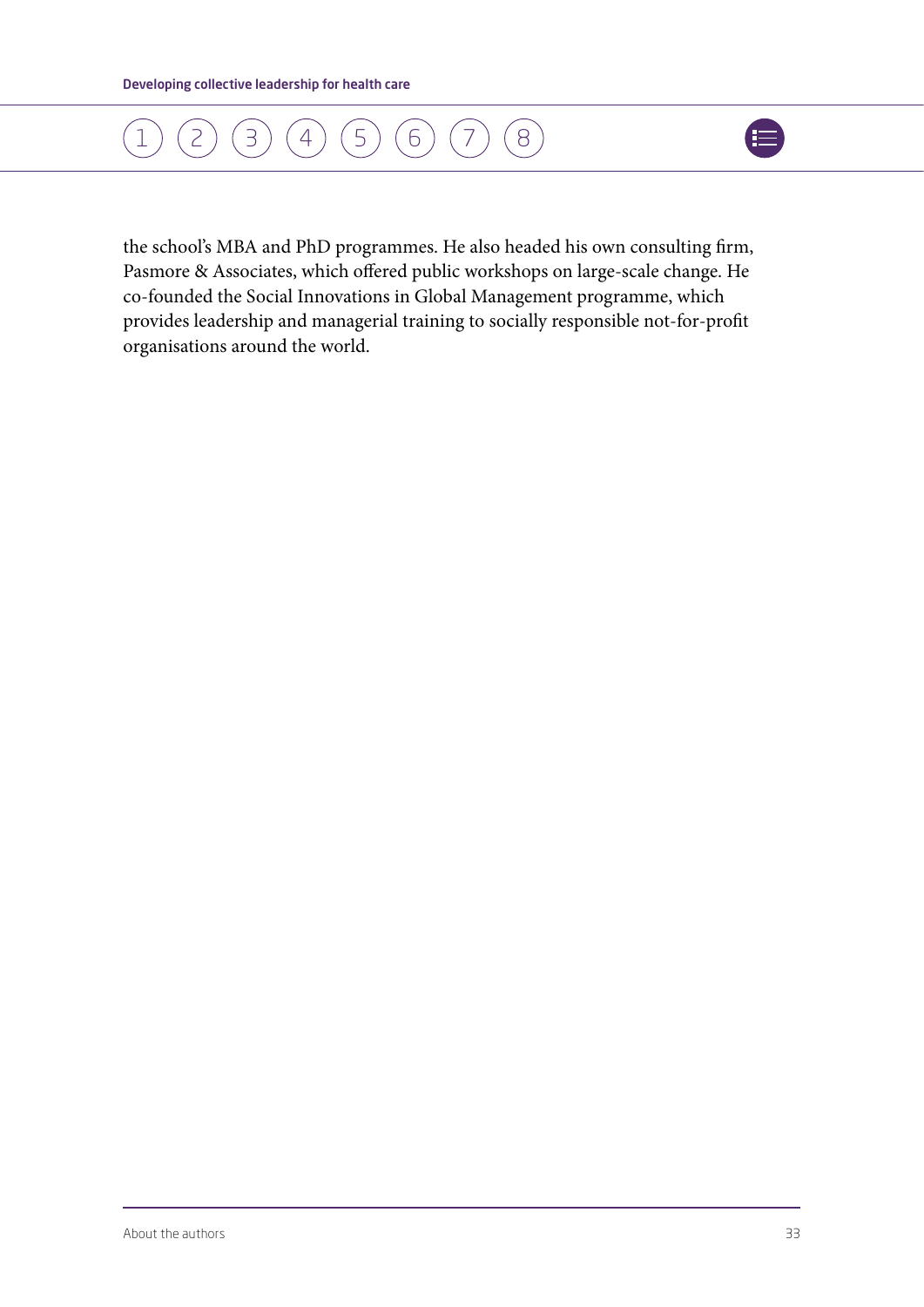the school's MBA and PhD programmes. He also headed his own consulting firm, Pasmore & Associates, which offered public workshops on large-scale change. He co-founded the Social Innovations in Global Management programme, which provides leadership and managerial training to socially responsible not-for-profit organisations around the world.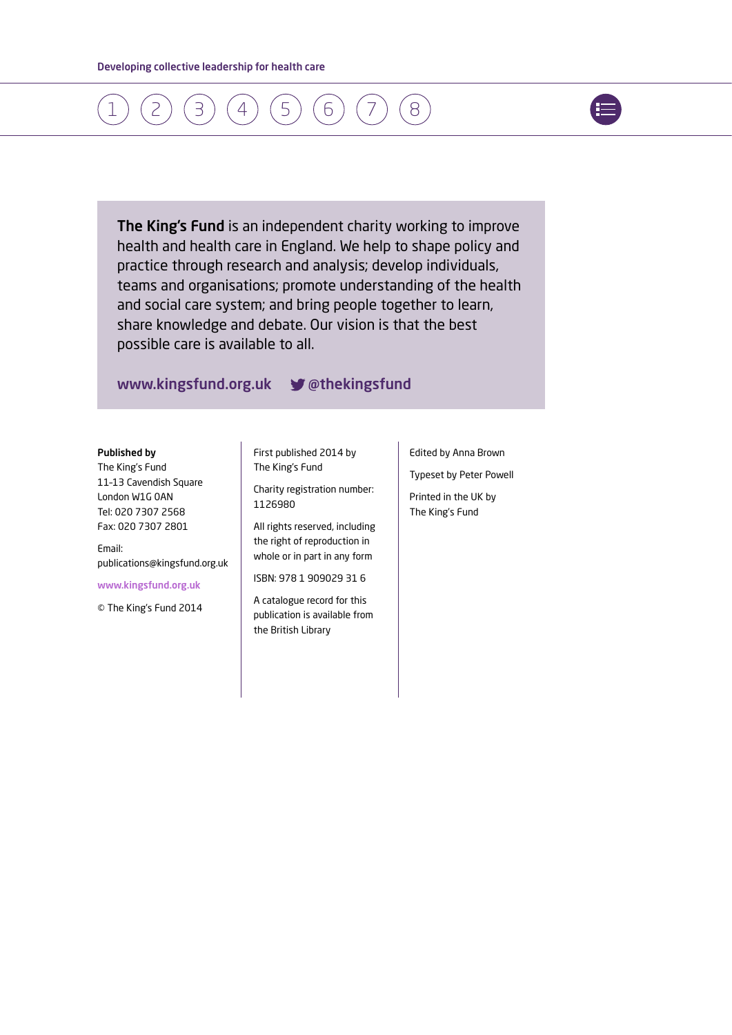**The King's Fund** is an independent charity working to improve health and health care in England. We help to shape policy and practice through research and analysis; develop individuals, teams and organisations; promote understanding of the health and social care system; and bring people together to learn, share knowledge and debate. Our vision is that the best possible care is available to all.

www.kingsfund.org.uk @thekingsfund

**Published by**
The King's Fund
11–13 Cavendish Square
London W1G 0AN
Tel: 020 7307 2568
Fax: 020 7307 2801

Email:
publications@kingsfund.org.uk

www.kingsfund.org.uk

© The King's Fund 2014

First published 2014 by
The King's Fund

Charity registration number:
1126980

All rights reserved, including the right of reproduction in whole or in part in any form

ISBN: 978 1 909029 31 6

A catalogue record for this publication is available from the British Library

Edited by Anna Brown

Typeset by Peter Powell

Printed in the UK by
The King's Fund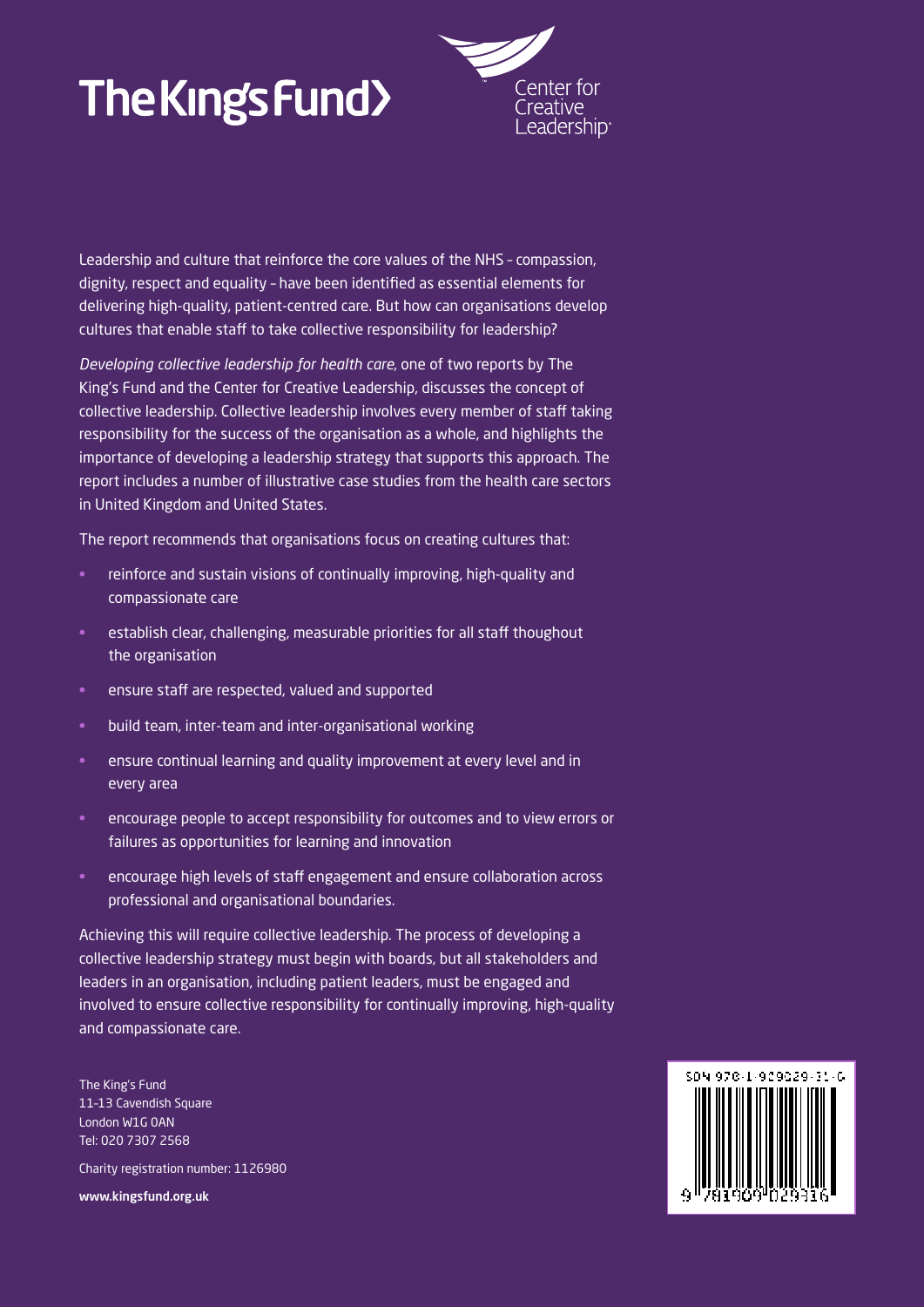The King's Fund

Center for Creative Leadership

Leadership and culture that reinforce the core values of the NHS – compassion, dignity, respect and equality – have been identified as essential elements for delivering high-quality, patient-centred care. But how can organisations develop cultures that enable staff to take collective responsibility for leadership?

*Developing collective leadership for health care*, one of two reports by The King's Fund and the Center for Creative Leadership, discusses the concept of collective leadership. Collective leadership involves every member of staff taking responsibility for the success of the organisation as a whole, and highlights the importance of developing a leadership strategy that supports this approach. The report includes a number of illustrative case studies from the health care sectors in United Kingdom and United States.

The report recommends that organisations focus on creating cultures that:

- reinforce and sustain visions of continually improving, high-quality and compassionate care
- establish clear, challenging, measurable priorities for all staff thoughout the organisation
- ensure staff are respected, valued and supported
- build team, inter-team and inter-organisational working
- ensure continual learning and quality improvement at every level and in every area
- encourage people to accept responsibility for outcomes and to view errors or failures as opportunities for learning and innovation
- encourage high levels of staff engagement and ensure collaboration across professional and organisational boundaries.

Achieving this will require collective leadership. The process of developing a collective leadership strategy must begin with boards, but all stakeholders and leaders in an organisation, including patient leaders, must be engaged and involved to ensure collective responsibility for continually improving, high-quality and compassionate care.

The King's Fund
11–13 Cavendish Square
London W1G 0AN
Tel: 020 7307 2568

Charity registration number: 1126980

www.kingsfund.org.uk